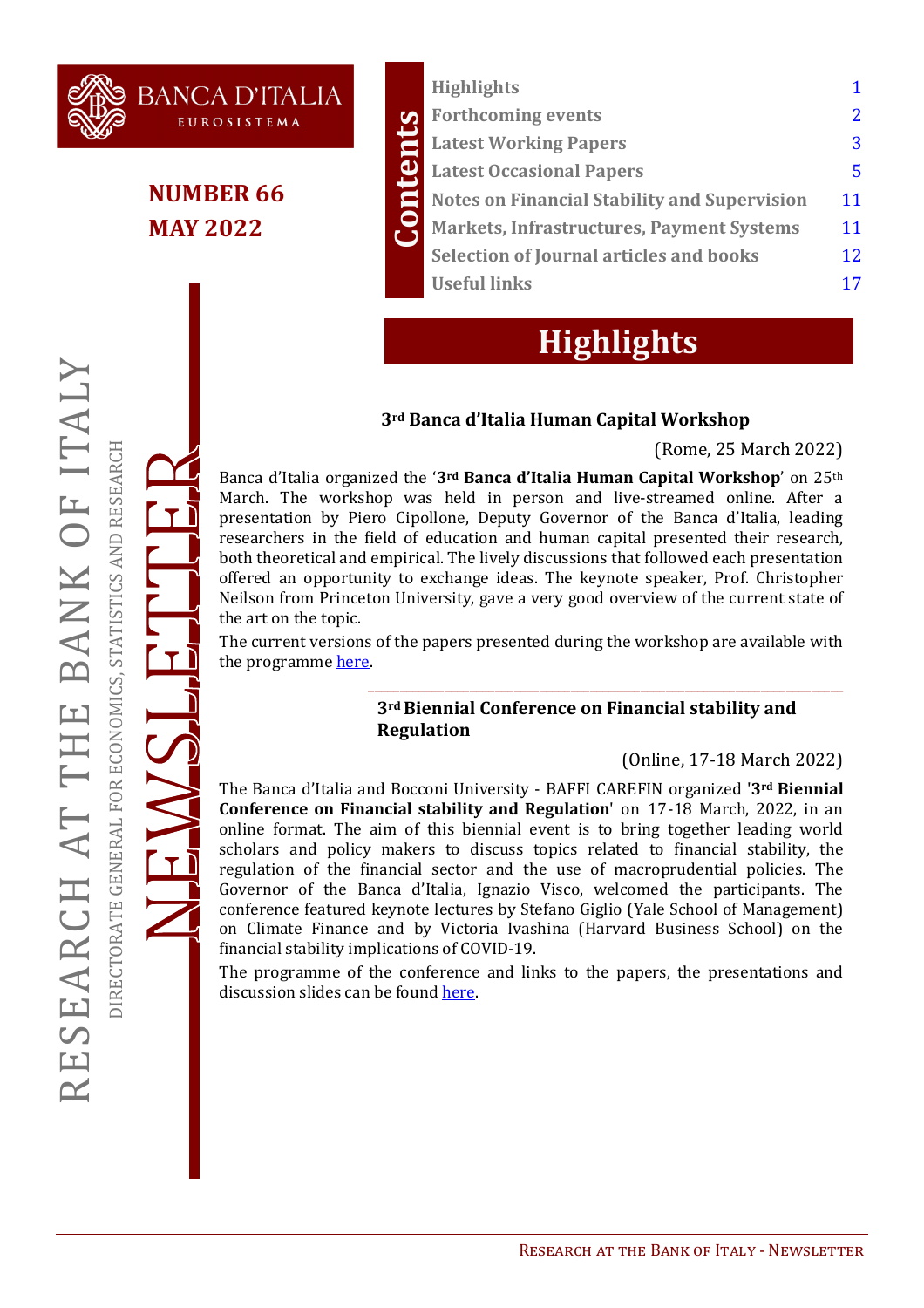BANCA D'ITALIA
EUROSISTEMA

**NUMBER 66**
**MAY 2022**

RESEARCH AT THE BANK OF ITALY
DIRECTORATE GENERAL FOR ECONOMICS, STATISTICS AND RESEARCH
NEWSLETTER

## Contents

| | |
|---|---|
| Highlights | 1 |
| Forthcoming events | 2 |
| Latest Working Papers | 3 |
| Latest Occasional Papers | 5 |
| Notes on Financial Stability and Supervision | 11 |
| Markets, Infrastructures, Payment Systems | 11 |
| Selection of Journal articles and books | 12 |
| Useful links | 17 |

# Highlights

### 3rd Banca d'Italia Human Capital Workshop

(Rome, 25 March 2022)

Banca d'Italia organized the '**3rd Banca d'Italia Human Capital Workshop**' on 25th March. The workshop was held in person and live-streamed online. After a presentation by Piero Cipollone, Deputy Governor of the Banca d'Italia, leading researchers in the field of education and human capital presented their research, both theoretical and empirical. The lively discussions that followed each presentation offered an opportunity to exchange ideas. The keynote speaker, Prof. Christopher Neilson from Princeton University, gave a very good overview of the current state of the art on the topic.

The current versions of the papers presented during the workshop are available with the programme here.

### 3rd Biennial Conference on Financial stability and Regulation

(Online, 17-18 March 2022)

The Banca d'Italia and Bocconi University - BAFFI CAREFIN organized '**3rd Biennial Conference on Financial stability and Regulation**' on 17-18 March, 2022, in an online format. The aim of this biennial event is to bring together leading world scholars and policy makers to discuss topics related to financial stability, the regulation of the financial sector and the use of macroprudential policies. The Governor of the Banca d'Italia, Ignazio Visco, welcomed the participants. The conference featured keynote lectures by Stefano Giglio (Yale School of Management) on Climate Finance and by Victoria Ivashina (Harvard Business School) on the financial stability implications of COVID-19.

The programme of the conference and links to the papers, the presentations and discussion slides can be found here.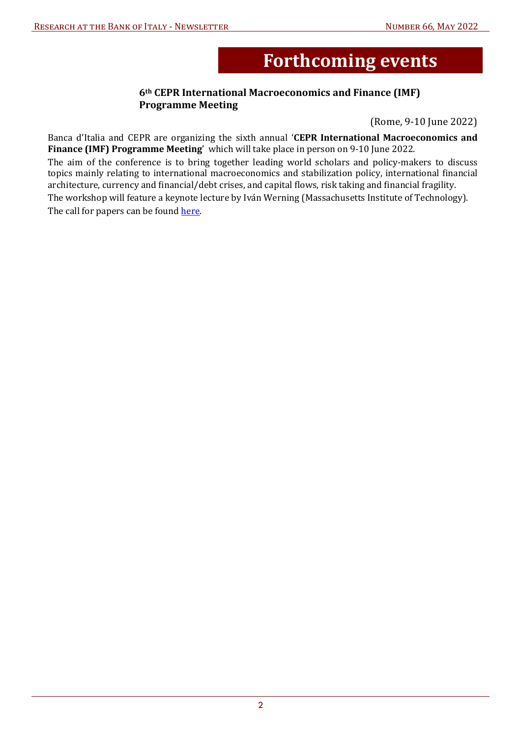# Forthcoming events

### 6th CEPR International Macroeconomics and Finance (IMF) Programme Meeting

(Rome, 9-10 June 2022)

Banca d'Italia and CEPR are organizing the sixth annual '**CEPR International Macroeconomics and Finance (IMF) Programme Meeting**' which will take place in person on 9-10 June 2022.

The aim of the conference is to bring together leading world scholars and policy-makers to discuss topics mainly relating to international macroeconomics and stabilization policy, international financial architecture, currency and financial/debt crises, and capital flows, risk taking and financial fragility.

The workshop will feature a keynote lecture by Iván Werning (Massachusetts Institute of Technology).

The call for papers can be found here.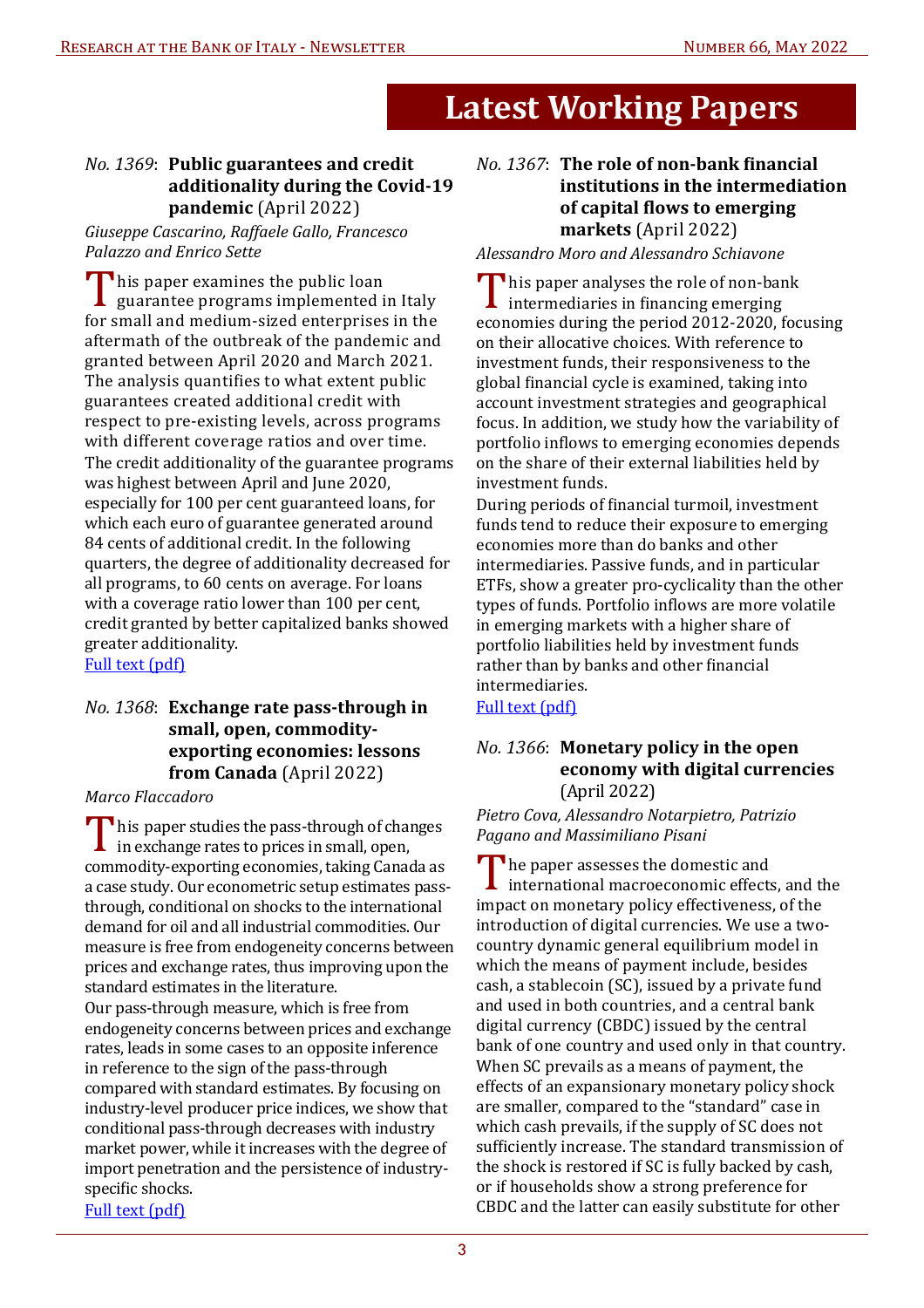# Latest Working Papers

*No. 1369*: **Public guarantees and credit additionality during the Covid-19 pandemic** (April 2022)

*Giuseppe Cascarino, Raffaele Gallo, Francesco Palazzo and Enrico Sette*

This paper examines the public loan guarantee programs implemented in Italy for small and medium-sized enterprises in the aftermath of the outbreak of the pandemic and granted between April 2020 and March 2021. The analysis quantifies to what extent public guarantees created additional credit with respect to pre-existing levels, across programs with different coverage ratios and over time.
The credit additionality of the guarantee programs was highest between April and June 2020, especially for 100 per cent guaranteed loans, for which each euro of guarantee generated around 84 cents of additional credit. In the following quarters, the degree of additionality decreased for all programs, to 60 cents on average. For loans with a coverage ratio lower than 100 per cent, credit granted by better capitalized banks showed greater additionality.
Full text (pdf)

*No. 1368*: **Exchange rate pass-through in small, open, commodity-exporting economies: lessons from Canada** (April 2022)

*Marco Flaccadoro*

This paper studies the pass-through of changes in exchange rates to prices in small, open, commodity-exporting economies, taking Canada as a case study. Our econometric setup estimates pass-through, conditional on shocks to the international demand for oil and all industrial commodities. Our measure is free from endogeneity concerns between prices and exchange rates, thus improving upon the standard estimates in the literature.
Our pass-through measure, which is free from endogeneity concerns between prices and exchange rates, leads in some cases to an opposite inference in reference to the sign of the pass-through compared with standard estimates. By focusing on industry-level producer price indices, we show that conditional pass-through decreases with industry market power, while it increases with the degree of import penetration and the persistence of industry-specific shocks.
Full text (pdf)

*No. 1367*: **The role of non-bank financial institutions in the intermediation of capital flows to emerging markets** (April 2022)

*Alessandro Moro and Alessandro Schiavone*

This paper analyses the role of non-bank intermediaries in financing emerging economies during the period 2012-2020, focusing on their allocative choices. With reference to investment funds, their responsiveness to the global financial cycle is examined, taking into account investment strategies and geographical focus. In addition, we study how the variability of portfolio inflows to emerging economies depends on the share of their external liabilities held by investment funds.
During periods of financial turmoil, investment funds tend to reduce their exposure to emerging economies more than do banks and other intermediaries. Passive funds, and in particular ETFs, show a greater pro-cyclicality than the other types of funds. Portfolio inflows are more volatile in emerging markets with a higher share of portfolio liabilities held by investment funds rather than by banks and other financial intermediaries.
Full text (pdf)

*No. 1366*: **Monetary policy in the open economy with digital currencies** (April 2022)

*Pietro Cova, Alessandro Notarpietro, Patrizio Pagano and Massimiliano Pisani*

The paper assesses the domestic and international macroeconomic effects, and the impact on monetary policy effectiveness, of the introduction of digital currencies. We use a two-country dynamic general equilibrium model in which the means of payment include, besides cash, a stablecoin (SC), issued by a private fund and used in both countries, and a central bank digital currency (CBDC) issued by the central bank of one country and used only in that country. When SC prevails as a means of payment, the effects of an expansionary monetary policy shock are smaller, compared to the "standard" case in which cash prevails, if the supply of SC does not sufficiently increase. The standard transmission of the shock is restored if SC is fully backed by cash, or if households show a strong preference for CBDC and the latter can easily substitute for other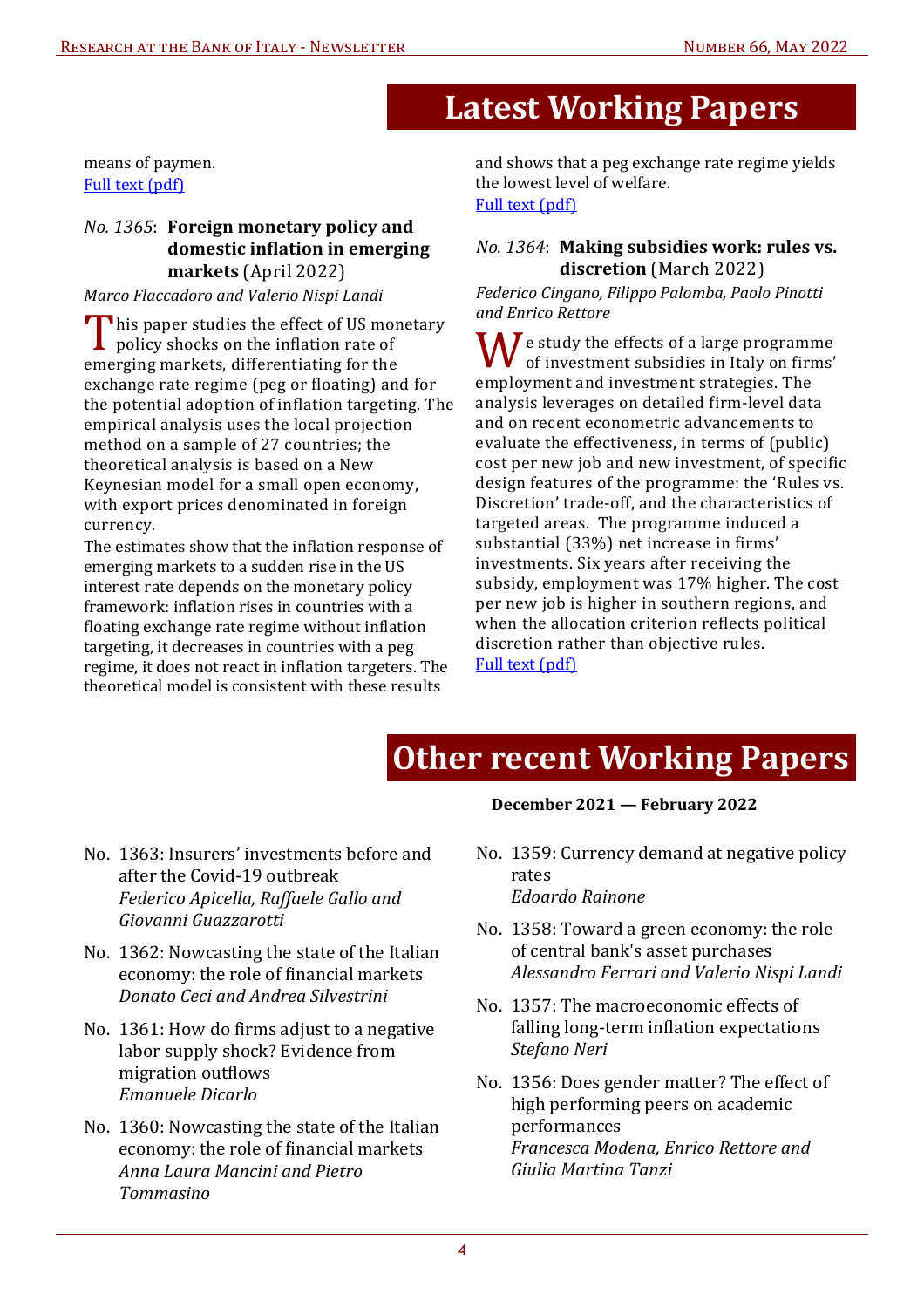# Latest Working Papers

means of paymen.
[Full text (pdf)]

### *No. 1365*: **Foreign monetary policy and domestic inflation in emerging markets** (April 2022)

*Marco Flaccadoro and Valerio Nispi Landi*

This paper studies the effect of US monetary policy shocks on the inflation rate of emerging markets, differentiating for the exchange rate regime (peg or floating) and for the potential adoption of inflation targeting. The empirical analysis uses the local projection method on a sample of 27 countries; the theoretical analysis is based on a New Keynesian model for a small open economy, with export prices denominated in foreign currency.
The estimates show that the inflation response of emerging markets to a sudden rise in the US interest rate depends on the monetary policy framework: inflation rises in countries with a floating exchange rate regime without inflation targeting, it decreases in countries with a peg regime, it does not react in inflation targeters. The theoretical model is consistent with these results and shows that a peg exchange rate regime yields the lowest level of welfare.
[Full text (pdf)]

### *No. 1364*: **Making subsidies work: rules vs. discretion** (March 2022)

*Federico Cingano, Filippo Palomba, Paolo Pinotti and Enrico Rettore*

We study the effects of a large programme of investment subsidies in Italy on firms' employment and investment strategies. The analysis leverages on detailed firm-level data and on recent econometric advancements to evaluate the effectiveness, in terms of (public) cost per new job and new investment, of specific design features of the programme: the 'Rules vs. Discretion' trade-off, and the characteristics of targeted areas. The programme induced a substantial (33%) net increase in firms' investments. Six years after receiving the subsidy, employment was 17% higher. The cost per new job is higher in southern regions, and when the allocation criterion reflects political discretion rather than objective rules.
[Full text (pdf)]

# Other recent Working Papers

**December 2021 — February 2022**

- No. 1363: Insurers' investments before and after the Covid-19 outbreak
  *Federico Apicella, Raffaele Gallo and Giovanni Guazzarotti*
- No. 1362: Nowcasting the state of the Italian economy: the role of financial markets
  *Donato Ceci and Andrea Silvestrini*
- No. 1361: How do firms adjust to a negative labor supply shock? Evidence from migration outflows
  *Emanuele Dicarlo*
- No. 1360: Nowcasting the state of the Italian economy: the role of financial markets
  *Anna Laura Mancini and Pietro Tommasino*
- No. 1359: Currency demand at negative policy rates
  *Edoardo Rainone*
- No. 1358: Toward a green economy: the role of central bank's asset purchases
  *Alessandro Ferrari and Valerio Nispi Landi*
- No. 1357: The macroeconomic effects of falling long-term inflation expectations
  *Stefano Neri*
- No. 1356: Does gender matter? The effect of high performing peers on academic performances
  *Francesca Modena, Enrico Rettore and Giulia Martina Tanzi*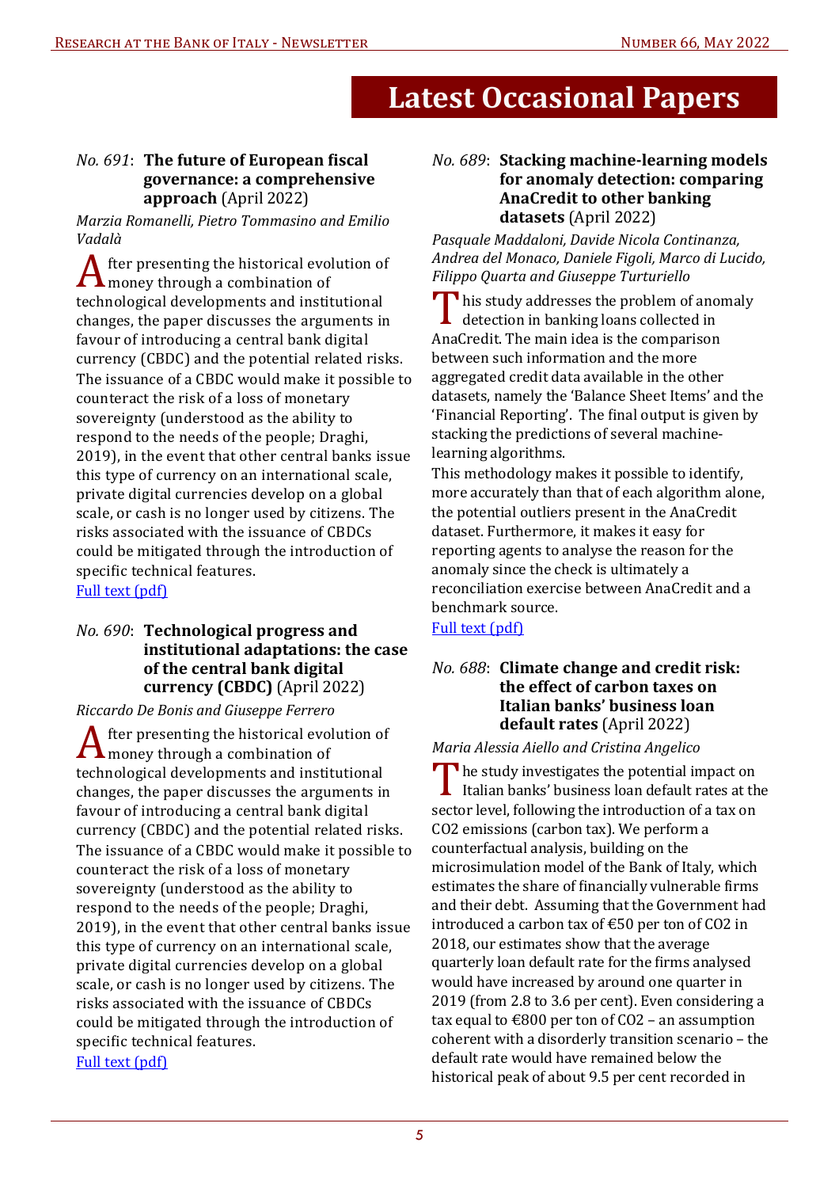# Latest Occasional Papers

*No. 691*: **The future of European fiscal governance: a comprehensive approach** (April 2022)

*Marzia Romanelli, Pietro Tommasino and Emilio Vadalà*

After presenting the historical evolution of money through a combination of technological developments and institutional changes, the paper discusses the arguments in favour of introducing a central bank digital currency (CBDC) and the potential related risks. The issuance of a CBDC would make it possible to counteract the risk of a loss of monetary sovereignty (understood as the ability to respond to the needs of the people; Draghi, 2019), in the event that other central banks issue this type of currency on an international scale, private digital currencies develop on a global scale, or cash is no longer used by citizens. The risks associated with the issuance of CBDCs could be mitigated through the introduction of specific technical features.

Full text (pdf)

*No. 690*: **Technological progress and institutional adaptations: the case of the central bank digital currency (CBDC)** (April 2022)

*Riccardo De Bonis and Giuseppe Ferrero*

After presenting the historical evolution of money through a combination of technological developments and institutional changes, the paper discusses the arguments in favour of introducing a central bank digital currency (CBDC) and the potential related risks. The issuance of a CBDC would make it possible to counteract the risk of a loss of monetary sovereignty (understood as the ability to respond to the needs of the people; Draghi, 2019), in the event that other central banks issue this type of currency on an international scale, private digital currencies develop on a global scale, or cash is no longer used by citizens. The risks associated with the issuance of CBDCs could be mitigated through the introduction of specific technical features.

Full text (pdf)

*No. 689*: **Stacking machine-learning models for anomaly detection: comparing AnaCredit to other banking datasets** (April 2022)

*Pasquale Maddaloni, Davide Nicola Continanza, Andrea del Monaco, Daniele Figoli, Marco di Lucido, Filippo Quarta and Giuseppe Turturiello*

This study addresses the problem of anomaly detection in banking loans collected in AnaCredit. The main idea is the comparison between such information and the more aggregated credit data available in the other datasets, namely the 'Balance Sheet Items' and the 'Financial Reporting'. The final output is given by stacking the predictions of several machine-learning algorithms.

This methodology makes it possible to identify, more accurately than that of each algorithm alone, the potential outliers present in the AnaCredit dataset. Furthermore, it makes it easy for reporting agents to analyse the reason for the anomaly since the check is ultimately a reconciliation exercise between AnaCredit and a benchmark source.

Full text (pdf)

*No. 688*: **Climate change and credit risk: the effect of carbon taxes on Italian banks' business loan default rates** (April 2022)

*Maria Alessia Aiello and Cristina Angelico*

The study investigates the potential impact on Italian banks' business loan default rates at the sector level, following the introduction of a tax on $CO_2$ emissions (carbon tax). We perform a counterfactual analysis, building on the microsimulation model of the Bank of Italy, which estimates the share of financially vulnerable firms and their debt. Assuming that the Government had introduced a carbon tax of €50 per ton of $CO_2$ in 2018, our estimates show that the average quarterly loan default rate for the firms analysed would have increased by around one quarter in 2019 (from 2.8 to 3.6 per cent). Even considering a tax equal to €800 per ton of $CO_2$ – an assumption coherent with a disorderly transition scenario – the default rate would have remained below the historical peak of about 9.5 per cent recorded in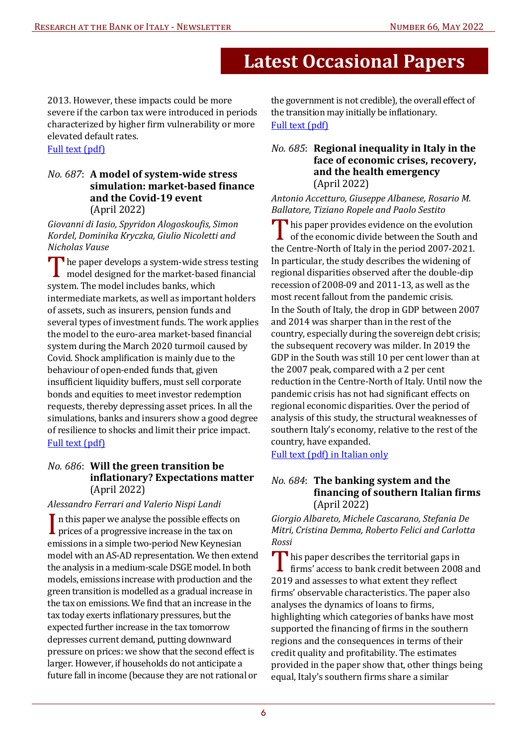# Latest Occasional Papers

2013. However, these impacts could be more severe if the carbon tax were introduced in periods characterized by higher firm vulnerability or more elevated default rates.
[Full text (pdf)]

### *No. 687*: **A model of system-wide stress simulation: market-based finance and the Covid-19 event** (April 2022)

*Giovanni di Iasio, Spyridon Alogoskoufis, Simon Kordel, Dominika Kryczka, Giulio Nicoletti and Nicholas Vause*

The paper develops a system-wide stress testing model designed for the market-based financial system. The model includes banks, which intermediate markets, as well as important holders of assets, such as insurers, pension funds and several types of investment funds. The work applies the model to the euro-area market-based financial system during the March 2020 turmoil caused by Covid. Shock amplification is mainly due to the behaviour of open-ended funds that, given insufficient liquidity buffers, must sell corporate bonds and equities to meet investor redemption requests, thereby depressing asset prices. In all the simulations, banks and insurers show a good degree of resilience to shocks and limit their price impact.
[Full text (pdf)]

### *No. 686*: **Will the green transition be inflationary? Expectations matter** (April 2022)

*Alessandro Ferrari and Valerio Nispi Landi*

In this paper we analyse the possible effects on prices of a progressive increase in the tax on emissions in a simple two-period New Keynesian model with an AS-AD representation. We then extend the analysis in a medium-scale DSGE model. In both models, emissions increase with production and the green transition is modelled as a gradual increase in the tax on emissions. We find that an increase in the tax today exerts inflationary pressures, but the expected further increase in the tax tomorrow depresses current demand, putting downward pressure on prices: we show that the second effect is larger. However, if households do not anticipate a future fall in income (because they are not rational or the government is not credible), the overall effect of the transition may initially be inflationary.
[Full text (pdf)]

### *No. 685*: **Regional inequality in Italy in the face of economic crises, recovery, and the health emergency** (April 2022)

*Antonio Accetturo, Giuseppe Albanese, Rosario M. Ballatore, Tiziano Ropele and Paolo Sestito*

This paper provides evidence on the evolution of the economic divide between the South and the Centre-North of Italy in the period 2007-2021. In particular, the study describes the widening of regional disparities observed after the double-dip recession of 2008-09 and 2011-13, as well as the most recent fallout from the pandemic crisis. In the South of Italy, the drop in GDP between 2007 and 2014 was sharper than in the rest of the country, especially during the sovereign debt crisis; the subsequent recovery was milder. In 2019 the GDP in the South was still 10 per cent lower than at the 2007 peak, compared with a 2 per cent reduction in the Centre-North of Italy. Until now the pandemic crisis has not had significant effects on regional economic disparities. Over the period of analysis of this study, the structural weaknesses of southern Italy's economy, relative to the rest of the country, have expanded.
[Full text (pdf) in Italian only]

### *No. 684*: **The banking system and the financing of southern Italian firms** (April 2022)

*Giorgio Albareto, Michele Cascarano, Stefania De Mitri, Cristina Demma, Roberto Felici and Carlotta Rossi*

This paper describes the territorial gaps in firms' access to bank credit between 2008 and 2019 and assesses to what extent they reflect firms' observable characteristics. The paper also analyses the dynamics of loans to firms, highlighting which categories of banks have most supported the financing of firms in the southern regions and the consequences in terms of their credit quality and profitability. The estimates provided in the paper show that, other things being equal, Italy's southern firms share a similar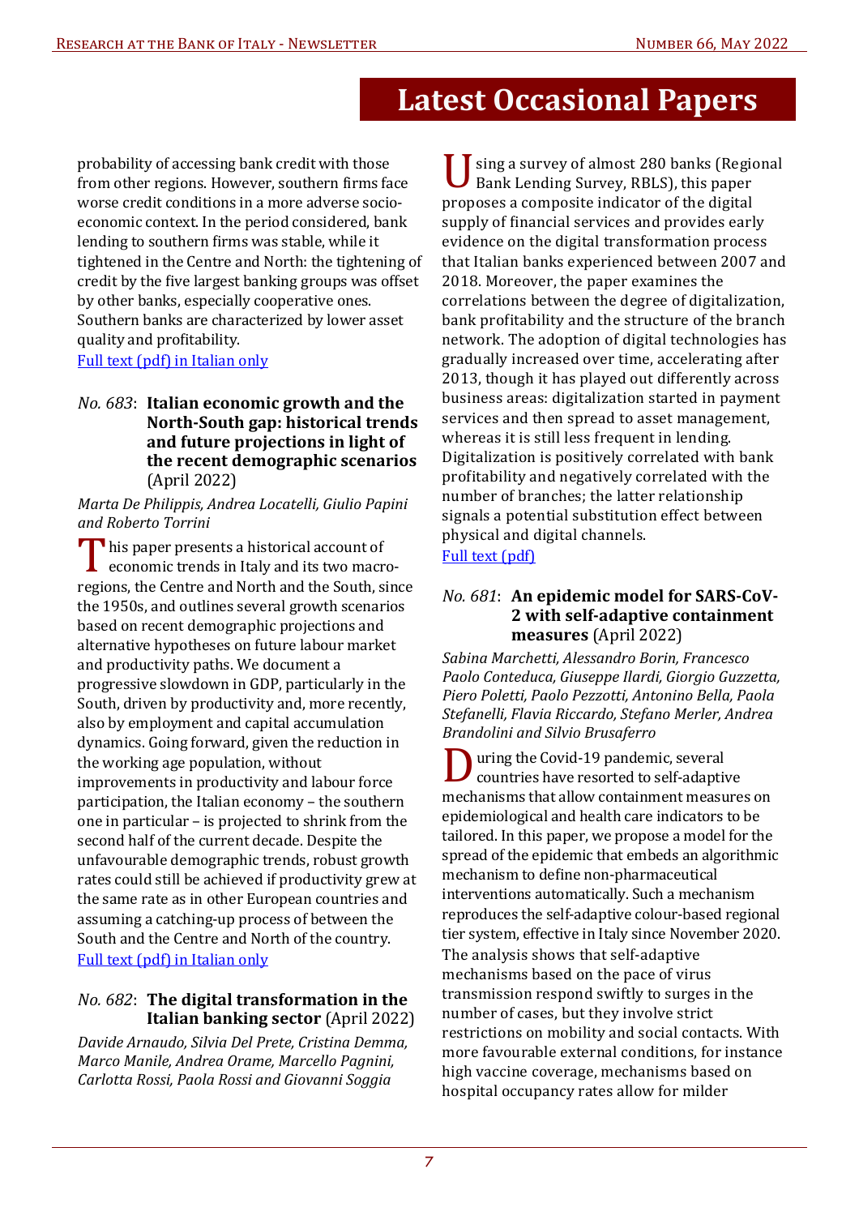# Latest Occasional Papers

probability of accessing bank credit with those from other regions. However, southern firms face worse credit conditions in a more adverse socio-economic context. In the period considered, bank lending to southern firms was stable, while it tightened in the Centre and North: the tightening of credit by the five largest banking groups was offset by other banks, especially cooperative ones. Southern banks are characterized by lower asset quality and profitability.
Full text (pdf) in Italian only

*No. 683*: **Italian economic growth and the North-South gap: historical trends and future projections in light of the recent demographic scenarios** (April 2022)

*Marta De Philippis, Andrea Locatelli, Giulio Papini and Roberto Torrini*

This paper presents a historical account of economic trends in Italy and its two macro-regions, the Centre and North and the South, since the 1950s, and outlines several growth scenarios based on recent demographic projections and alternative hypotheses on future labour market and productivity paths. We document a progressive slowdown in GDP, particularly in the South, driven by productivity and, more recently, also by employment and capital accumulation dynamics. Going forward, given the reduction in the working age population, without improvements in productivity and labour force participation, the Italian economy – the southern one in particular – is projected to shrink from the second half of the current decade. Despite the unfavourable demographic trends, robust growth rates could still be achieved if productivity grew at the same rate as in other European countries and assuming a catching-up process of between the South and the Centre and North of the country.
Full text (pdf) in Italian only

*No. 682*: **The digital transformation in the Italian banking sector** (April 2022)

*Davide Arnaudo, Silvia Del Prete, Cristina Demma, Marco Manile, Andrea Orame, Marcello Pagnini, Carlotta Rossi, Paola Rossi and Giovanni Soggia*

Using a survey of almost 280 banks (Regional Bank Lending Survey, RBLS), this paper proposes a composite indicator of the digital supply of financial services and provides early evidence on the digital transformation process that Italian banks experienced between 2007 and 2018. Moreover, the paper examines the correlations between the degree of digitalization, bank profitability and the structure of the branch network. The adoption of digital technologies has gradually increased over time, accelerating after 2013, though it has played out differently across business areas: digitalization started in payment services and then spread to asset management, whereas it is still less frequent in lending. Digitalization is positively correlated with bank profitability and negatively correlated with the number of branches; the latter relationship signals a potential substitution effect between physical and digital channels.
Full text (pdf)

*No. 681*: **An epidemic model for SARS-CoV-2 with self-adaptive containment measures** (April 2022)

*Sabina Marchetti, Alessandro Borin, Francesco Paolo Conteduca, Giuseppe Ilardi, Giorgio Guzzetta, Piero Poletti, Paolo Pezzotti, Antonino Bella, Paola Stefanelli, Flavia Riccardo, Stefano Merler, Andrea Brandolini and Silvio Brusaferro*

During the Covid-19 pandemic, several countries have resorted to self-adaptive mechanisms that allow containment measures on epidemiological and health care indicators to be tailored. In this paper, we propose a model for the spread of the epidemic that embeds an algorithmic mechanism to define non-pharmaceutical interventions automatically. Such a mechanism reproduces the self-adaptive colour-based regional tier system, effective in Italy since November 2020. The analysis shows that self-adaptive mechanisms based on the pace of virus transmission respond swiftly to surges in the number of cases, but they involve strict restrictions on mobility and social contacts. With more favourable external conditions, for instance high vaccine coverage, mechanisms based on hospital occupancy rates allow for milder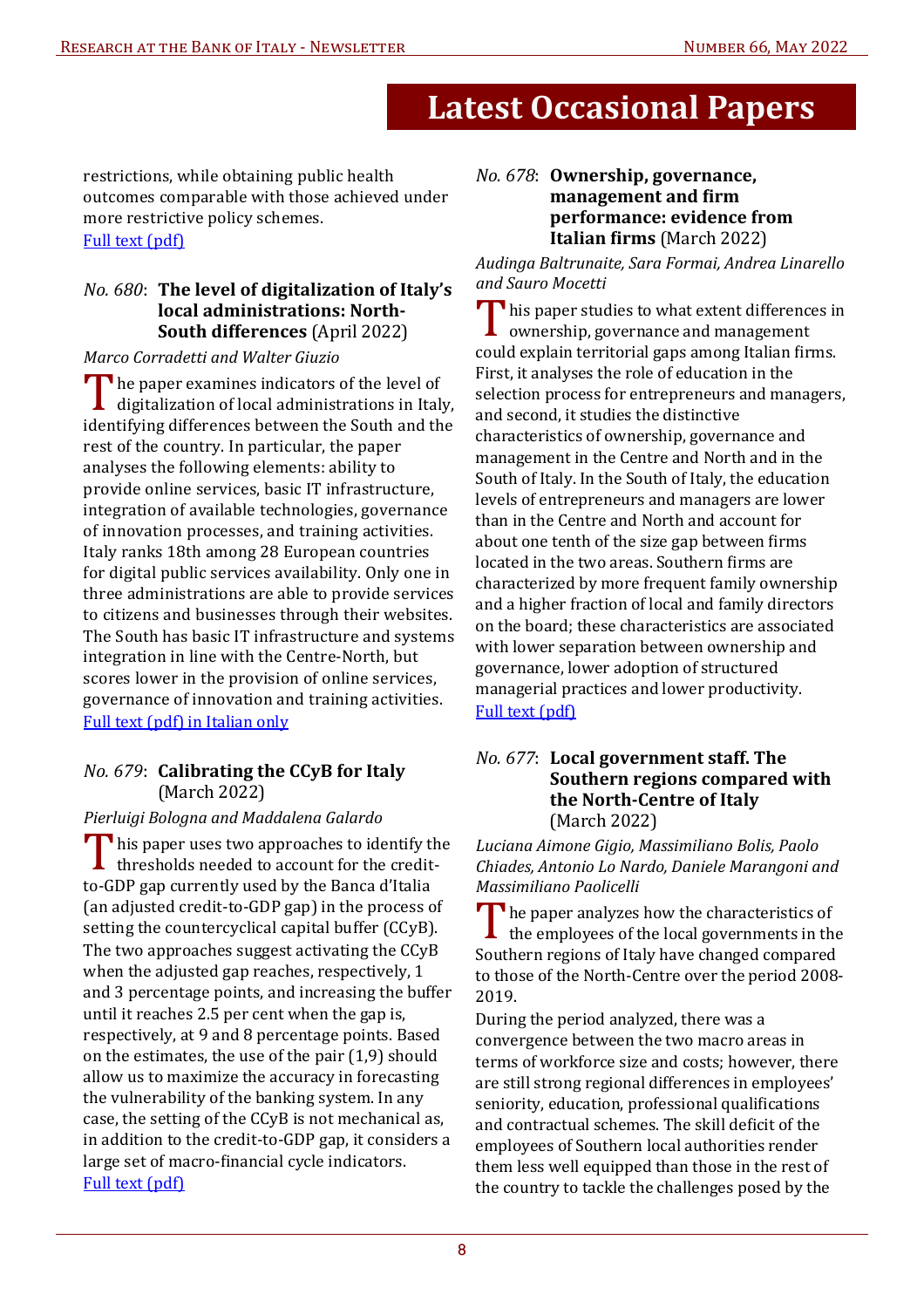# Latest Occasional Papers

restrictions, while obtaining public health outcomes comparable with those achieved under more restrictive policy schemes.
[Full text (pdf)]

### *No. 680*: **The level of digitalization of Italy's local administrations: North-South differences** (April 2022)

*Marco Corradetti and Walter Giuzio*

The paper examines indicators of the level of digitalization of local administrations in Italy, identifying differences between the South and the rest of the country. In particular, the paper analyses the following elements: ability to provide online services, basic IT infrastructure, integration of available technologies, governance of innovation processes, and training activities. Italy ranks 18th among 28 European countries for digital public services availability. Only one in three administrations are able to provide services to citizens and businesses through their websites. The South has basic IT infrastructure and systems integration in line with the Centre-North, but scores lower in the provision of online services, governance of innovation and training activities.
[Full text (pdf) in Italian only]

### *No. 679*: **Calibrating the CCyB for Italy** (March 2022)

*Pierluigi Bologna and Maddalena Galardo*

This paper uses two approaches to identify the thresholds needed to account for the credit-to-GDP gap currently used by the Banca d'Italia (an adjusted credit-to-GDP gap) in the process of setting the countercyclical capital buffer (CCyB). The two approaches suggest activating the CCyB when the adjusted gap reaches, respectively, 1 and 3 percentage points, and increasing the buffer until it reaches 2.5 per cent when the gap is, respectively, at 9 and 8 percentage points. Based on the estimates, the use of the pair (1,9) should allow us to maximize the accuracy in forecasting the vulnerability of the banking system. In any case, the setting of the CCyB is not mechanical as, in addition to the credit-to-GDP gap, it considers a large set of macro-financial cycle indicators.
[Full text (pdf)]

### *No. 678*: **Ownership, governance, management and firm performance: evidence from Italian firms** (March 2022)

*Audinga Baltrunaite, Sara Formai, Andrea Linarello and Sauro Mocetti*

This paper studies to what extent differences in ownership, governance and management could explain territorial gaps among Italian firms. First, it analyses the role of education in the selection process for entrepreneurs and managers, and second, it studies the distinctive characteristics of ownership, governance and management in the Centre and North and in the South of Italy. In the South of Italy, the education levels of entrepreneurs and managers are lower than in the Centre and North and account for about one tenth of the size gap between firms located in the two areas. Southern firms are characterized by more frequent family ownership and a higher fraction of local and family directors on the board; these characteristics are associated with lower separation between ownership and governance, lower adoption of structured managerial practices and lower productivity.
[Full text (pdf)]

### *No. 677*: **Local government staff. The Southern regions compared with the North-Centre of Italy** (March 2022)

*Luciana Aimone Gigio, Massimiliano Bolis, Paolo Chiades, Antonio Lo Nardo, Daniele Marangoni and Massimiliano Paolicelli*

The paper analyzes how the characteristics of the employees of the local governments in the Southern regions of Italy have changed compared to those of the North-Centre over the period 2008-2019.

During the period analyzed, there was a convergence between the two macro areas in terms of workforce size and costs; however, there are still strong regional differences in employees' seniority, education, professional qualifications and contractual schemes. The skill deficit of the employees of Southern local authorities render them less well equipped than those in the rest of the country to tackle the challenges posed by the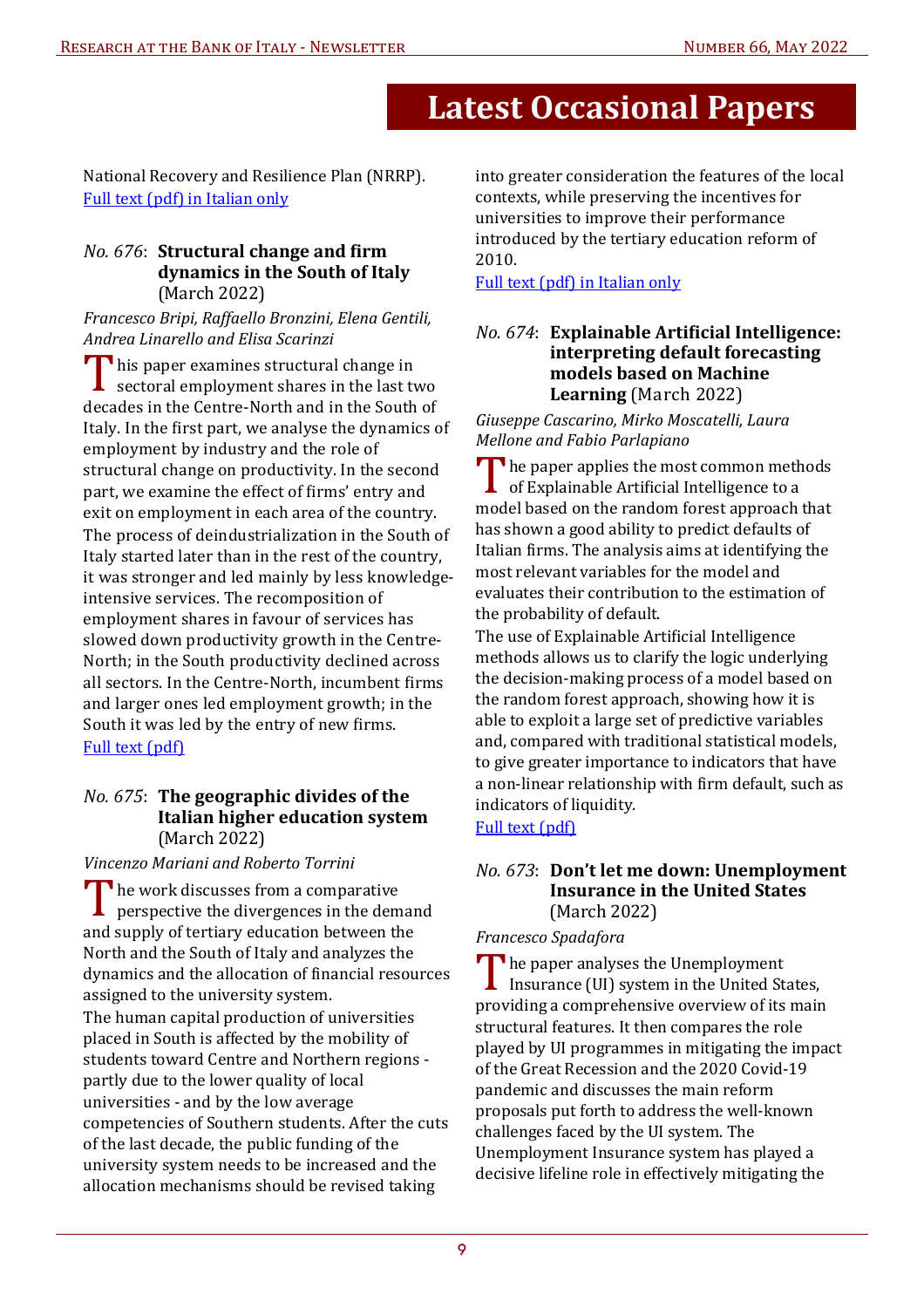# Latest Occasional Papers

National Recovery and Resilience Plan (NRRP).
[Full text (pdf) in Italian only]

### *No. 676*: **Structural change and firm dynamics in the South of Italy** (March 2022)

*Francesco Bripi, Raffaello Bronzini, Elena Gentili, Andrea Linarello and Elisa Scarinzi*

This paper examines structural change in sectoral employment shares in the last two decades in the Centre-North and in the South of Italy. In the first part, we analyse the dynamics of employment by industry and the role of structural change on productivity. In the second part, we examine the effect of firms' entry and exit on employment in each area of the country. The process of deindustrialization in the South of Italy started later than in the rest of the country, it was stronger and led mainly by less knowledge-intensive services. The recomposition of employment shares in favour of services has slowed down productivity growth in the Centre-North; in the South productivity declined across all sectors. In the Centre-North, incumbent firms and larger ones led employment growth; in the South it was led by the entry of new firms.
[Full text (pdf)]

### *No. 675*: **The geographic divides of the Italian higher education system** (March 2022)

*Vincenzo Mariani and Roberto Torrini*

The work discusses from a comparative perspective the divergences in the demand and supply of tertiary education between the North and the South of Italy and analyzes the dynamics and the allocation of financial resources assigned to the university system.

The human capital production of universities placed in South is affected by the mobility of students toward Centre and Northern regions - partly due to the lower quality of local universities - and by the low average competencies of Southern students. After the cuts of the last decade, the public funding of the university system needs to be increased and the allocation mechanisms should be revised taking into greater consideration the features of the local contexts, while preserving the incentives for universities to improve their performance introduced by the tertiary education reform of 2010.
[Full text (pdf) in Italian only]

### *No. 674*: **Explainable Artificial Intelligence: interpreting default forecasting models based on Machine Learning** (March 2022)

*Giuseppe Cascarino, Mirko Moscatelli, Laura Mellone and Fabio Parlapiano*

The paper applies the most common methods of Explainable Artificial Intelligence to a model based on the random forest approach that has shown a good ability to predict defaults of Italian firms. The analysis aims at identifying the most relevant variables for the model and evaluates their contribution to the estimation of the probability of default.

The use of Explainable Artificial Intelligence methods allows us to clarify the logic underlying the decision-making process of a model based on the random forest approach, showing how it is able to exploit a large set of predictive variables and, compared with traditional statistical models, to give greater importance to indicators that have a non-linear relationship with firm default, such as indicators of liquidity.
[Full text (pdf)]

### *No. 673*: **Don't let me down: Unemployment Insurance in the United States** (March 2022)

*Francesco Spadafora*

The paper analyses the Unemployment Insurance (UI) system in the United States, providing a comprehensive overview of its main structural features. It then compares the role played by UI programmes in mitigating the impact of the Great Recession and the 2020 Covid-19 pandemic and discusses the main reform proposals put forth to address the well-known challenges faced by the UI system. The Unemployment Insurance system has played a decisive lifeline role in effectively mitigating the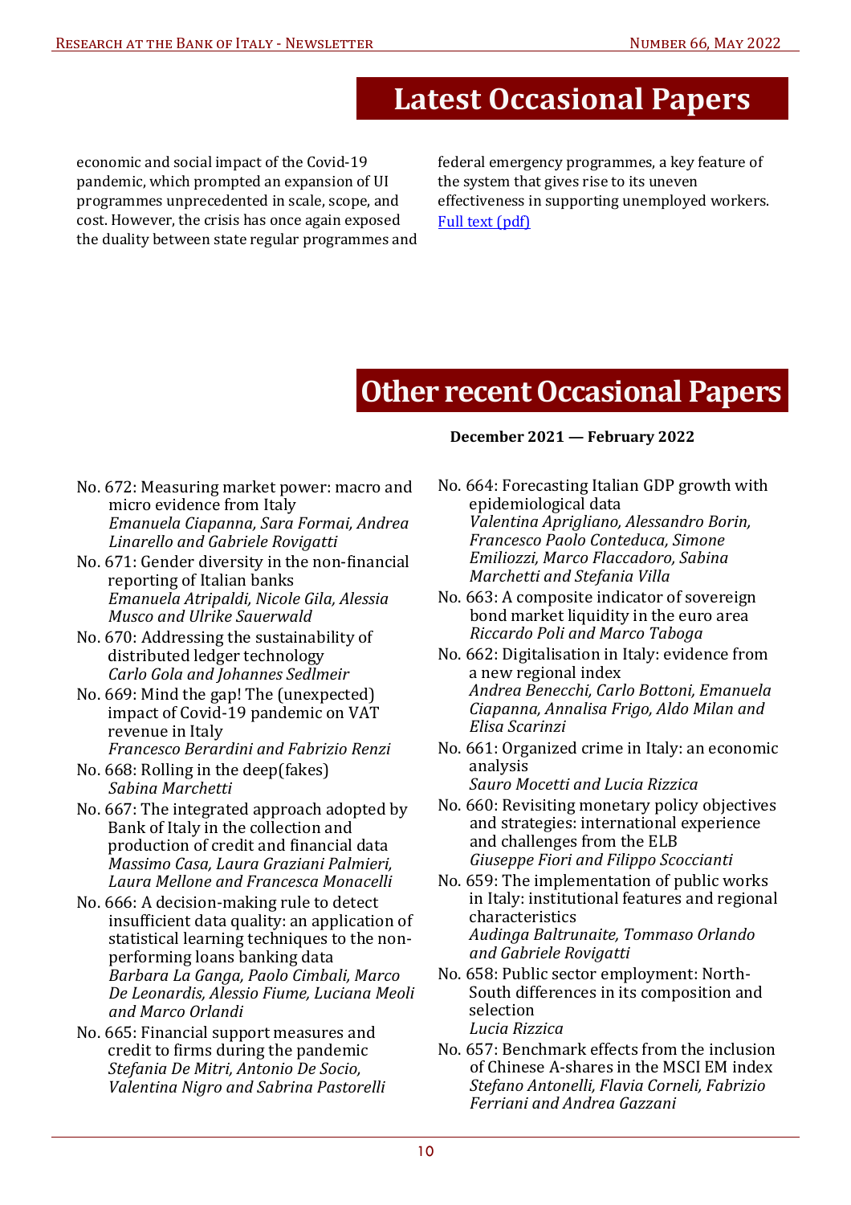# Latest Occasional Papers

economic and social impact of the Covid-19 pandemic, which prompted an expansion of UI programmes unprecedented in scale, scope, and cost. However, the crisis has once again exposed the duality between state regular programmes and federal emergency programmes, a key feature of the system that gives rise to its uneven effectiveness in supporting unemployed workers. [Full text (pdf)]

# Other recent Occasional Papers

**December 2021 — February 2022**

No. 672: Measuring market power: macro and micro evidence from Italy
*Emanuela Ciapanna, Sara Formai, Andrea Linarello and Gabriele Rovigatti*

No. 671: Gender diversity in the non-financial reporting of Italian banks
*Emanuela Atripaldi, Nicole Gila, Alessia Musco and Ulrike Sauerwald*

No. 670: Addressing the sustainability of distributed ledger technology
*Carlo Gola and Johannes Sedlmeir*

No. 669: Mind the gap! The (unexpected) impact of Covid-19 pandemic on VAT revenue in Italy
*Francesco Berardini and Fabrizio Renzi*

No. 668: Rolling in the deep(fakes)
*Sabina Marchetti*

No. 667: The integrated approach adopted by Bank of Italy in the collection and production of credit and financial data
*Massimo Casa, Laura Graziani Palmieri, Laura Mellone and Francesca Monacelli*

No. 666: A decision-making rule to detect insufficient data quality: an application of statistical learning techniques to the non-performing loans banking data
*Barbara La Ganga, Paolo Cimbali, Marco De Leonardis, Alessio Fiume, Luciana Meoli and Marco Orlandi*

No. 665: Financial support measures and credit to firms during the pandemic
*Stefania De Mitri, Antonio De Socio, Valentina Nigro and Sabrina Pastorelli*

No. 664: Forecasting Italian GDP growth with epidemiological data
*Valentina Aprigliano, Alessandro Borin, Francesco Paolo Conteduca, Simone Emiliozzi, Marco Flaccadoro, Sabina Marchetti and Stefania Villa*

No. 663: A composite indicator of sovereign bond market liquidity in the euro area
*Riccardo Poli and Marco Taboga*

No. 662: Digitalisation in Italy: evidence from a new regional index
*Andrea Benecchi, Carlo Bottoni, Emanuela Ciapanna, Annalisa Frigo, Aldo Milan and Elisa Scarinzi*

No. 661: Organized crime in Italy: an economic analysis
*Sauro Mocetti and Lucia Rizzica*

No. 660: Revisiting monetary policy objectives and strategies: international experience and challenges from the ELB
*Giuseppe Fiori and Filippo Scoccianti*

No. 659: The implementation of public works in Italy: institutional features and regional characteristics
*Audinga Baltrunaite, Tommaso Orlando and Gabriele Rovigatti*

No. 658: Public sector employment: North-South differences in its composition and selection
*Lucia Rizzica*

No. 657: Benchmark effects from the inclusion of Chinese A-shares in the MSCI EM index
*Stefano Antonelli, Flavia Corneli, Fabrizio Ferriani and Andrea Gazzani*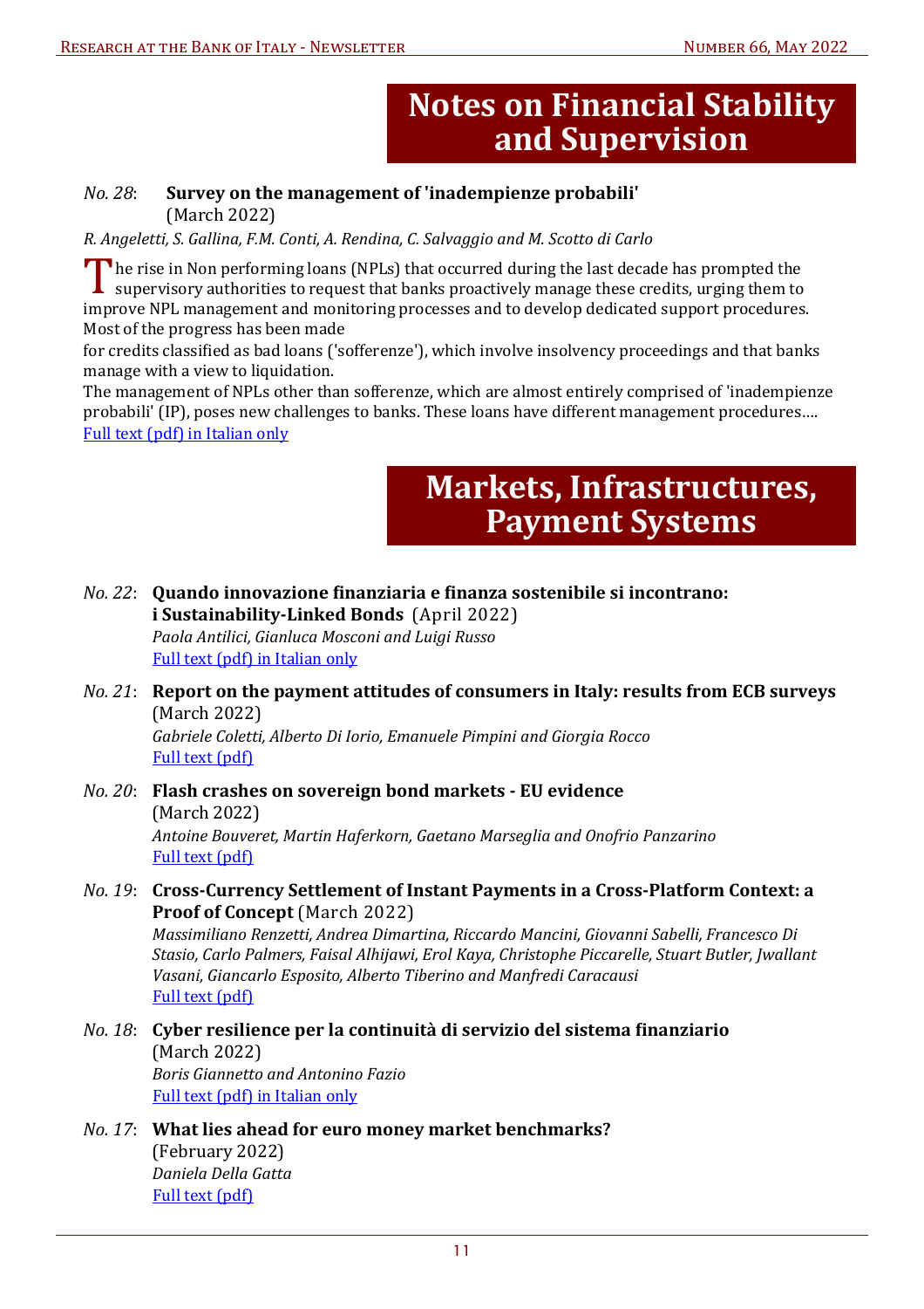# Notes on Financial Stability and Supervision

*No. 28*: **Survey on the management of 'inadempienze probabili'** (March 2022)

*R. Angeletti, S. Gallina, F.M. Conti, A. Rendina, C. Salvaggio and M. Scotto di Carlo*

The rise in Non performing loans (NPLs) that occurred during the last decade has prompted the supervisory authorities to request that banks proactively manage these credits, urging them to improve NPL management and monitoring processes and to develop dedicated support procedures. Most of the progress has been made

for credits classified as bad loans ('sofferenze'), which involve insolvency proceedings and that banks manage with a view to liquidation.

The management of NPLs other than sofferenze, which are almost entirely comprised of 'inadempienze probabili' (IP), poses new challenges to banks. These loans have different management procedures….
Full text (pdf) in Italian only

# Markets, Infrastructures, Payment Systems

*No. 22*: **Quando innovazione finanziaria e finanza sostenibile si incontrano: i Sustainability-Linked Bonds** (April 2022)
*Paola Antilici, Gianluca Mosconi and Luigi Russo*
Full text (pdf) in Italian only

*No. 21*: **Report on the payment attitudes of consumers in Italy: results from ECB surveys** (March 2022)
*Gabriele Coletti, Alberto Di Iorio, Emanuele Pimpini and Giorgia Rocco*
Full text (pdf)

*No. 20*: **Flash crashes on sovereign bond markets - EU evidence** (March 2022)
*Antoine Bouveret, Martin Haferkorn, Gaetano Marseglia and Onofrio Panzarino*
Full text (pdf)

*No. 19*: **Cross-Currency Settlement of Instant Payments in a Cross-Platform Context: a Proof of Concept** (March 2022)
*Massimiliano Renzetti, Andrea Dimartina, Riccardo Mancini, Giovanni Sabelli, Francesco Di Stasio, Carlo Palmers, Faisal Alhijawi, Erol Kaya, Christophe Piccarelle, Stuart Butler, Jwallant Vasani, Giancarlo Esposito, Alberto Tiberino and Manfredi Caracausi*
Full text (pdf)

*No. 18*: **Cyber resilience per la continuità di servizio del sistema finanziario** (March 2022)
*Boris Giannetto and Antonino Fazio*
Full text (pdf) in Italian only

*No. 17*: **What lies ahead for euro money market benchmarks?** (February 2022)
*Daniela Della Gatta*
Full text (pdf)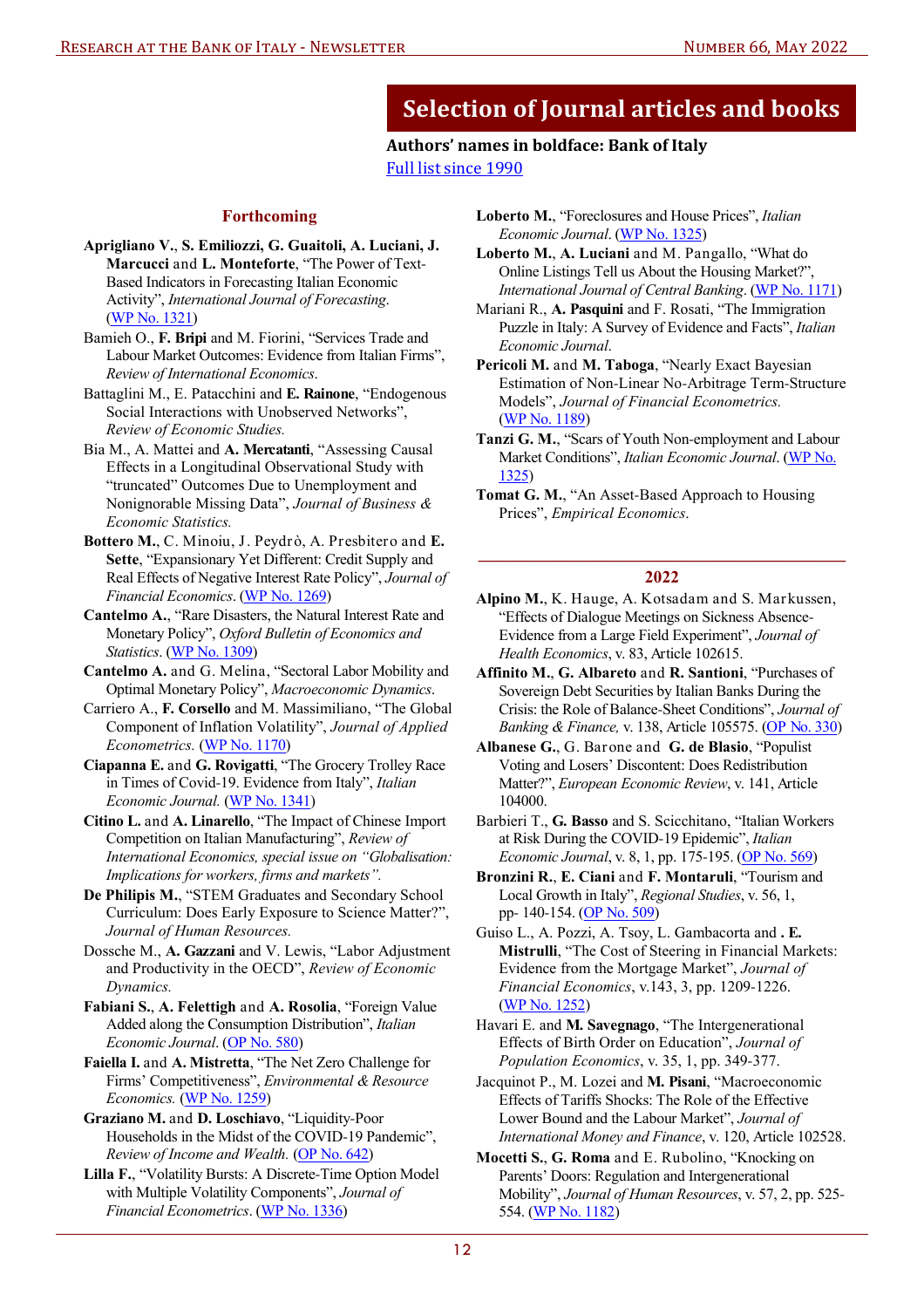# Selection of Journal articles and books

**Authors' names in boldface: Bank of Italy**

Full list since 1990

## Forthcoming

**Aprigliano V.**, **S. Emiliozzi, G. Guaitoli, A. Luciani, J. Marcucci** and **L. Monteforte**, "The Power of Text-Based Indicators in Forecasting Italian Economic Activity", *International Journal of Forecasting*. (WP No. 1321)

Bamieh O., **F. Bripi** and M. Fiorini, "Services Trade and Labour Market Outcomes: Evidence from Italian Firms", *Review of International Economics*.

Battaglini M., E. Patacchini and **E. Rainone**, "Endogenous Social Interactions with Unobserved Networks", *Review of Economic Studies.*

Bia M., A. Mattei and **A. Mercatanti**, "Assessing Causal Effects in a Longitudinal Observational Study with "truncated" Outcomes Due to Unemployment and Nonignorable Missing Data", *Journal of Business & Economic Statistics.*

**Bottero M.**, C. Minoiu, J. Peydrò, A. Presbitero and **E. Sette**, "Expansionary Yet Different: Credit Supply and Real Effects of Negative Interest Rate Policy", *Journal of Financial Economics*. (WP No. 1269)

**Cantelmo A.**, "Rare Disasters, the Natural Interest Rate and Monetary Policy", *Oxford Bulletin of Economics and Statistics*. (WP No. 1309)

**Cantelmo A.** and G. Melina, "Sectoral Labor Mobility and Optimal Monetary Policy", *Macroeconomic Dynamics*.

Carriero A., **F. Corsello** and M. Massimiliano, "The Global Component of Inflation Volatility", *Journal of Applied Econometrics.* (WP No. 1170)

**Ciapanna E.** and **G. Rovigatti**, "The Grocery Trolley Race in Times of Covid-19. Evidence from Italy", *Italian Economic Journal.* (WP No. 1341)

**Citino L.** and **A. Linarello**, "The Impact of Chinese Import Competition on Italian Manufacturing", *Review of International Economics, special issue on "Globalisation: Implications for workers, firms and markets".*

**De Philipis M.**, "STEM Graduates and Secondary School Curriculum: Does Early Exposure to Science Matter?", *Journal of Human Resources.*

Dossche M., **A. Gazzani** and V. Lewis, "Labor Adjustment and Productivity in the OECD", *Review of Economic Dynamics.*

**Fabiani S.**, **A. Felettigh** and **A. Rosolia**, "Foreign Value Added along the Consumption Distribution", *Italian Economic Journal*. (OP No. 580)

**Faiella I.** and **A. Mistretta**, "The Net Zero Challenge for Firms' Competitiveness", *Environmental & Resource Economics.* (WP No. 1259)

**Graziano M.** and **D. Loschiavo**, "Liquidity-Poor Households in the Midst of the COVID-19 Pandemic", *Review of Income and Wealth.* (OP No. 642)

**Lilla F.**, "Volatility Bursts: A Discrete-Time Option Model with Multiple Volatility Components", *Journal of Financial Econometrics*. (WP No. 1336)

**Loberto M.**, "Foreclosures and House Prices", *Italian Economic Journal*. (WP No. 1325)

**Loberto M.**, **A. Luciani** and M. Pangallo, "What do Online Listings Tell us About the Housing Market?", *International Journal of Central Banking*. (WP No. 1171)

Mariani R., **A. Pasquini** and F. Rosati, "The Immigration Puzzle in Italy: A Survey of Evidence and Facts", *Italian Economic Journal.*

**Pericoli M.** and **M. Taboga**, "Nearly Exact Bayesian Estimation of Non-Linear No-Arbitrage Term-Structure Models", *Journal of Financial Econometrics.* (WP No. 1189)

**Tanzi G. M.**, "Scars of Youth Non-employment and Labour Market Conditions", *Italian Economic Journal*. (WP No. 1325)

**Tomat G. M.**, "An Asset-Based Approach to Housing Prices", *Empirical Economics*.

## 2022

**Alpino M.**, K. Hauge, A. Kotsadam and S. Markussen, "Effects of Dialogue Meetings on Sickness Absence-Evidence from a Large Field Experiment", *Journal of Health Economics*, v. 83, Article 102615.

**Affinito M.**, **G. Albareto** and **R. Santioni**, "Purchases of Sovereign Debt Securities by Italian Banks During the Crisis: the Role of Balance-Sheet Conditions", *Journal of Banking & Finance,* v. 138, Article 105575. (OP No. 330)

**Albanese G.**, G. Barone and **G. de Blasio**, "Populist Voting and Losers' Discontent: Does Redistribution Matter?", *European Economic Review*, v. 141, Article 104000.

Barbieri T., **G. Basso** and S. Scicchitano, "Italian Workers at Risk During the COVID-19 Epidemic", *Italian Economic Journal*, v. 8, 1, pp. 175-195. (OP No. 569)

**Bronzini R.**, **E. Ciani** and **F. Montaruli**, "Tourism and Local Growth in Italy", *Regional Studies*, v. 56, 1, pp- 140-154. (OP No. 509)

Guiso L., A. Pozzi, A. Tsoy, L. Gambacorta and **. E. Mistrulli**, "The Cost of Steering in Financial Markets: Evidence from the Mortgage Market", *Journal of Financial Economics*, v.143, 3, pp. 1209-1226. (WP No. 1252)

Havari E. and **M. Savegnago**, "The Intergenerational Effects of Birth Order on Education", *Journal of Population Economics*, v. 35, 1, pp. 349-377.

Jacquinot P., M. Lozei and **M. Pisani**, "Macroeconomic Effects of Tariffs Shocks: The Role of the Effective Lower Bound and the Labour Market", *Journal of International Money and Finance*, v. 120, Article 102528.

**Mocetti S.**, **G. Roma** and E. Rubolino, "Knocking on Parents' Doors: Regulation and Intergenerational Mobility", *Journal of Human Resources*, v. 57, 2, pp. 525-554. (WP No. 1182)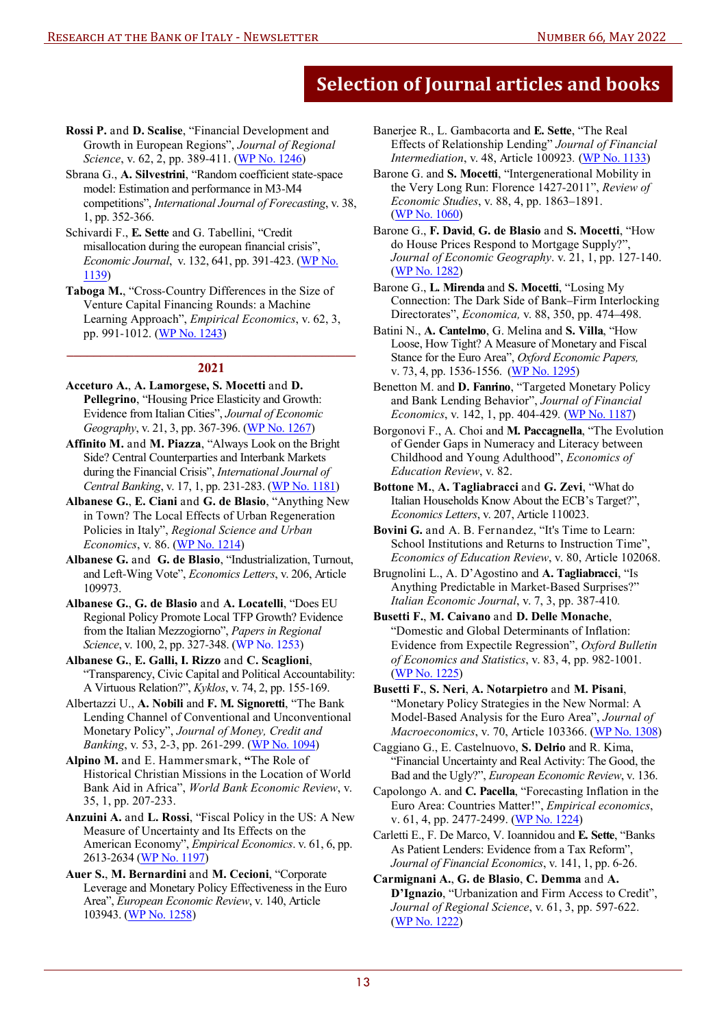## Selection of Journal articles and books

**Rossi P.** and **D. Scalise**, "Financial Development and Growth in European Regions", *Journal of Regional Science*, v. 62, 2, pp. 389-411. (WP No. 1246)

Sbrana G., **A. Silvestrini**, "Random coefficient state-space model: Estimation and performance in M3-M4 competitions", *International Journal of Forecasting*, v. 38, 1, pp. 352-366.

Schivardi F., **E. Sette** and G. Tabellini, "Credit misallocation during the european financial crisis", *Economic Journal*, v. 132, 641, pp. 391-423. (WP No. 1139)

**Taboga M.**, "Cross-Country Differences in the Size of Venture Capital Financing Rounds: a Machine Learning Approach", *Empirical Economics*, v. 62, 3, pp. 991-1012. (WP No. 1243)

### 2021

**Acceturo A.**, **A. Lamorgese**, **S. Mocetti** and **D. Pellegrino**, "Housing Price Elasticity and Growth: Evidence from Italian Cities", *Journal of Economic Geography*, v. 21, 3, pp. 367-396. (WP No. 1267)

**Affinito M.** and **M. Piazza**, "Always Look on the Bright Side? Central Counterparties and Interbank Markets during the Financial Crisis", *International Journal of Central Banking*, v. 17, 1, pp. 231-283. (WP No. 1181)

**Albanese G.**, **E. Ciani** and **G. de Blasio**, "Anything New in Town? The Local Effects of Urban Regeneration Policies in Italy", *Regional Science and Urban Economics*, v. 86. (WP No. 1214)

**Albanese G.** and **G. de Blasio**, "Industrialization, Turnout, and Left-Wing Vote", *Economics Letters*, v. 206, Article 109973.

**Albanese G.**, **G. de Blasio** and **A. Locatelli**, "Does EU Regional Policy Promote Local TFP Growth? Evidence from the Italian Mezzogiorno", *Papers in Regional Science*, v. 100, 2, pp. 327-348. (WP No. 1253)

**Albanese G.**, **E. Galli**, **I. Rizzo** and **C. Scaglioni**, "Transparency, Civic Capital and Political Accountability: A Virtuous Relation?", *Kyklos*, v. 74, 2, pp. 155-169.

Albertazzi U., **A. Nobili** and **F. M. Signoretti**, "The Bank Lending Channel of Conventional and Unconventional Monetary Policy", *Journal of Money, Credit and Banking*, v. 53, 2-3, pp. 261-299. (WP No. 1094)

**Alpino M.** and E. Hammersmark, **"**The Role of Historical Christian Missions in the Location of World Bank Aid in Africa", *World Bank Economic Review*, v. 35, 1, pp. 207-233.

**Anzuini A.** and **L. Rossi**, "Fiscal Policy in the US: A New Measure of Uncertainty and its Effects on the American Economy", *Empirical Economics*. v. 61, 6, pp. 2613-2634 (WP No. 1197)

**Auer S.**, **M. Bernardini** and **M. Cecioni**, "Corporate Leverage and Monetary Policy Effectiveness in the Euro Area", *European Economic Review*, v. 140, Article 103943. (WP No. 1258)

Banerjee R., L. Gambacorta and **E. Sette**, "The Real Effects of Relationship Lending" *Journal of Financial Intermediation*, v. 48, Article 100923. (WP No. 1133)

Barone G. and **S. Mocetti**, "Intergenerational Mobility in the Very Long Run: Florence 1427-2011", *Review of Economic Studies*, v. 88, 4, pp. 1863–1891. (WP No. 1060)

Barone G., **F. David**, **G. de Blasio** and **S. Mocetti**, "How do House Prices Respond to Mortgage Supply?", *Journal of Economic Geography*. v. 21, 1, pp. 127-140. (WP No. 1282)

Barone G., **L. Mirenda** and **S. Mocetti**, "Losing My Connection: The Dark Side of Bank–Firm Interlocking Directorates", *Economica,* v. 88, 350, pp. 474–498.

Batini N., **A. Cantelmo**, G. Melina and **S. Villa**, "How Loose, How Tight? A Measure of Monetary and Fiscal Stance for the Euro Area", *Oxford Economic Papers,* v. 73, 4, pp. 1536-1556. (WP No. 1295)

Benetton M. and **D. Fantino**, "Targeted Monetary Policy and Bank Lending Behavior", *Journal of Financial Economics*, v. 142, 1, pp. 404-429. (WP No. 1187)

Borgonovi F., A. Choi and **M. Paccagnella**, "The Evolution of Gender Gaps in Numeracy and Literacy between Childhood and Young Adulthood", *Economics of Education Review*, v. 82.

**Bottone M.**, **A. Tagliabracci** and **G. Zevi**, "What do Italian Households Know About the ECB's Target?", *Economics Letters*, v. 207, Article 110023.

**Bovini G.** and A. B. Fernandez, "It's Time to Learn: School Institutions and Returns to Instruction Time", *Economics of Education Review*, v. 80, Article 102068.

Brugnolini L., A. D'Agostino and **A. Tagliabracci**, "Is Anything Predictable in Market-Based Surprises?" *Italian Economic Journal*, v. 7, 3, pp. 387-410.

**Busetti F.**, **M. Caivano** and **D. Delle Monache**, "Domestic and Global Determinants of Inflation: Evidence from Expectile Regression", *Oxford Bulletin of Economics and Statistics*, v. 83, 4, pp. 982-1001. (WP No. 1225)

**Busetti F.**, **S. Neri**, **A. Notarpietro** and **M. Pisani**, "Monetary Policy Strategies in the New Normal: A Model-Based Analysis for the Euro Area", *Journal of Macroeconomics*, v. 70, Article 103366. (WP No. 1308)

Caggiano G., E. Castelnuovo, **S. Delrio** and R. Kima, "Financial Uncertainty and Real Activity: The Good, the Bad and the Ugly?", *European Economic Review*, v. 136.

Capolongo A. and **C. Pacella**, "Forecasting Inflation in the Euro Area: Countries Matter!", *Empirical economics*, v. 61, 4, pp. 2477-2499. (WP No. 1224)

Carletti E., F. De Marco, V. Ioannidou and **E. Sette**, "Banks As Patient Lenders: Evidence from a Tax Reform", *Journal of Financial Economics*, v. 141, 1, pp. 6-26.

**Carmignani A.**, **G. de Blasio**, **C. Demma** and **A. D'Ignazio**, "Urbanization and Firm Access to Credit", *Journal of Regional Science*, v. 61, 3, pp. 597-622. (WP No. 1222)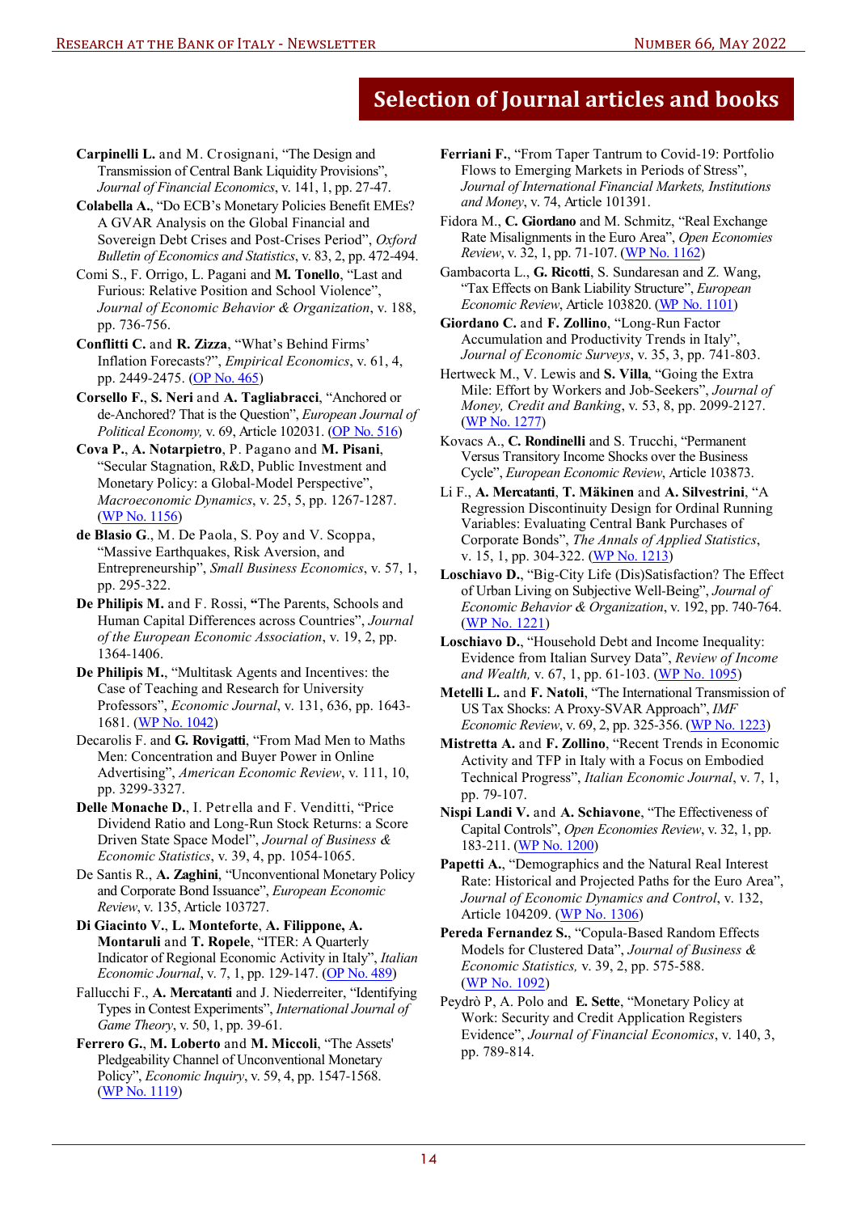# Selection of Journal articles and books

**Carpinelli L.** and M. Crosignani, "The Design and Transmission of Central Bank Liquidity Provisions", *Journal of Financial Economics*, v. 141, 1, pp. 27-47.

**Colabella A.**, "Do ECB's Monetary Policies Benefit EMEs? A GVAR Analysis on the Global Financial and Sovereign Debt Crises and Post-Crises Period", *Oxford Bulletin of Economics and Statistics*, v. 83, 2, pp. 472-494.

Comi S., F. Origo, L. Pagani and **M. Tonello**, "Last and Furious: Relative Position and School Violence", *Journal of Economic Behavior & Organization*, v. 188, pp. 736-756.

**Conflitti C.** and **R. Zizza**, "What's Behind Firms' Inflation Forecasts?", *Empirical Economics*, v. 61, 4, pp. 2449-2475. (OP No. 465)

**Corsello F.**, **S. Neri** and **A. Tagliabracci**, "Anchored or de-Anchored? That is the Question", *European Journal of Political Economy,* v. 69, Article 102031. (OP No. 516)

**Cova P.**, **A. Notarpietro**, P. Pagano and **M. Pisani**, "Secular Stagnation, R&D, Public Investment and Monetary Policy: a Global-Model Perspective", *Macroeconomic Dynamics*, v. 25, 5, pp. 1267-1287. (WP No. 1156)

**de Blasio G.**, M. De Paola, S. Poy and V. Scoppa, "Massive Earthquakes, Risk Aversion, and Entrepreneurship", *Small Business Economics*, v. 57, 1, pp. 295-322.

**De Philipis M.** and F. Rossi, **"**The Parents, Schools and Human Capital Differences across Countries", *Journal of the European Economic Association*, v. 19, 2, pp. 1364-1406.

**De Philipis M.**, "Multitask Agents and Incentives: the Case of Teaching and Research for University Professors", *Economic Journal*, v. 131, 636, pp. 1643-1681. (WP No. 1042)

Decarolis F. and **G. Rovigatti**, "From Mad Men to Maths Men: Concentration and Buyer Power in Online Advertising", *American Economic Review*, v. 111, 10, pp. 3299-3327.

**Delle Monache D.**, I. Petrella and F. Venditti, "Price Dividend Ratio and Long-Run Stock Returns: a Score Driven State Space Model", *Journal of Business & Economic Statistics*, v. 39, 4, pp. 1054-1065.

De Santis R., **A. Zaghini**, "Unconventional Monetary Policy and Corporate Bond Issuance", *European Economic Review*, v. 135, Article 103727.

**Di Giacinto V.**, **L. Monteforte**, **A. Filippone, A. Montaruli** and **T. Ropele**, "ITER: A Quarterly Indicator of Regional Economic Activity in Italy", *Italian Economic Journal*, v. 7, 1, pp. 129-147. (OP No. 489)

Fallucchi F., **A. Mercatanti** and J. Niederreiter, "Identifying Types in Contest Experiments", *International Journal of Game Theory*, v. 50, 1, pp. 39-61.

**Ferrero G.**, **M. Loberto** and **M. Miccoli**, "The Assets' Pledgeability Channel of Unconventional Monetary Policy", *Economic Inquiry*, v. 59, 4, pp. 1547-1568. (WP No. 1119)

**Ferriani F.**, "From Taper Tantrum to Covid-19: Portfolio Flows to Emerging Markets in Periods of Stress", *Journal of International Financial Markets, Institutions and Money*, v. 74, Article 101391.

Fidora M., **C. Giordano** and M. Schmitz, "Real Exchange Rate Misalignments in the Euro Area", *Open Economies Review*, v. 32, 1, pp. 71-107. (WP No. 1162)

Gambacorta L., **G. Ricotti**, S. Sundaresan and Z. Wang, "Tax Effects on Bank Liability Structure", *European Economic Review*, Article 103820. (WP No. 1101)

**Giordano C.** and **F. Zollino**, "Long-Run Factor Accumulation and Productivity Trends in Italy", *Journal of Economic Surveys*, v. 35, 3, pp. 741-803.

Hertweck M., V. Lewis and **S. Villa**, "Going the Extra Mile: Effort by Workers and Job-Seekers", *Journal of Money, Credit and Banking*, v. 53, 8, pp. 2099-2127. (WP No. 1277)

Kovacs A., **C. Rondinelli** and S. Trucchi, "Permanent Versus Transitory Income Shocks over the Business Cycle", *European Economic Review*, Article 103873.

Li F., **A. Mercatanti**, **T. Mäkinen** and **A. Silvestrini**, "A Regression Discontinuity Design for Ordinal Running Variables: Evaluating Central Bank Purchases of Corporate Bonds", *The Annals of Applied Statistics*, v. 15, 1, pp. 304-322. (WP No. 1213)

**Loschiavo D.**, "Big-City Life (Dis)Satisfaction? The Effect of Urban Living on Subjective Well-Being", *Journal of Economic Behavior & Organization*, v. 192, pp. 740-764. (WP No. 1221)

**Loschiavo D.**, "Household Debt and Income Inequality: Evidence from Italian Survey Data", *Review of Income and Wealth,* v. 67, 1, pp. 61-103. (WP No. 1095)

**Metelli L.** and **F. Natoli**, "The International Transmission of US Tax Shocks: A Proxy-SVAR Approach", *IMF Economic Review*, v. 69, 2, pp. 325-356. (WP No. 1223)

**Mistretta A.** and **F. Zollino**, "Recent Trends in Economic Activity and TFP in Italy with a Focus on Embodied Technical Progress", *Italian Economic Journal*, v. 7, 1, pp. 79-107.

**Nispi Landi V.** and **A. Schiavone**, "The Effectiveness of Capital Controls", *Open Economies Review*, v. 32, 1, pp. 183-211. (WP No. 1200)

**Papetti A.**, "Demographics and the Natural Real Interest Rate: Historical and Projected Paths for the Euro Area", *Journal of Economic Dynamics and Control*, v. 132, Article 104209. (WP No. 1306)

**Pereda Fernandez S.**, "Copula-Based Random Effects Models for Clustered Data", *Journal of Business & Economic Statistics,* v. 39, 2, pp. 575-588. (WP No. 1092)

Peydrò P, A. Polo and **E. Sette**, "Monetary Policy at Work: Security and Credit Application Registers Evidence", *Journal of Financial Economics*, v. 140, 3, pp. 789-814.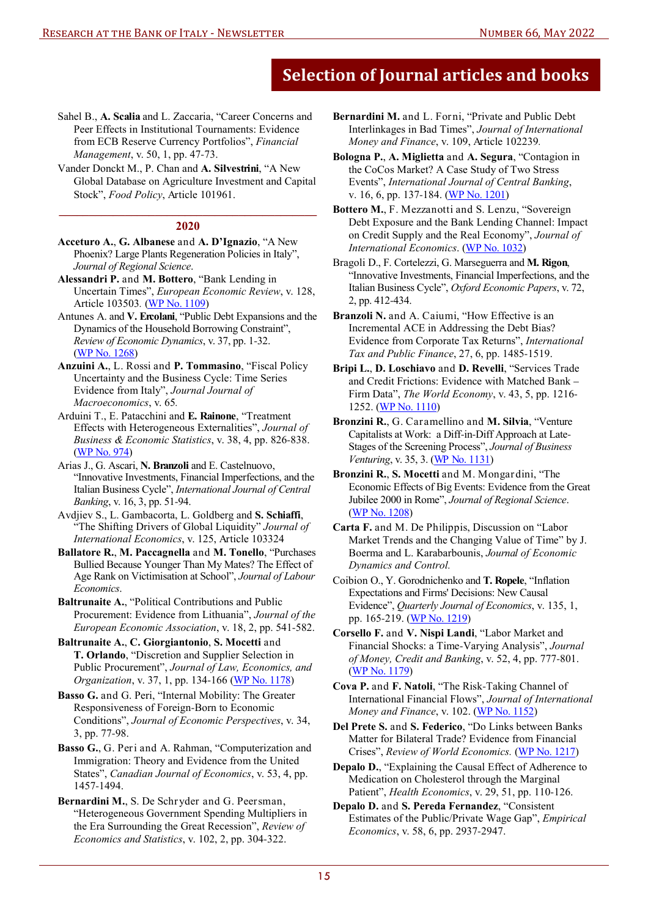## Selection of Journal articles and books

Sahel B., **A. Scalia** and L. Zaccaria, "Career Concerns and Peer Effects in Institutional Tournaments: Evidence from ECB Reserve Currency Portfolios", *Financial Management*, v. 50, 1, pp. 47-73.

Vander Donckt M., P. Chan and **A. Silvestrini**, "A New Global Database on Agriculture Investment and Capital Stock", *Food Policy*, Article 101961.

### 2020

**Acceturo A.**, **G. Albanese** and **A. D'Ignazio**, "A New Phoenix? Large Plants Regeneration Policies in Italy", *Journal of Regional Science*.

**Alessandri P.** and **M. Bottero**, "Bank Lending in Uncertain Times", *European Economic Review*, v. 128, Article 103503. (WP No. 1109)

Antunes A. and **V. Ercolani**, "Public Debt Expansions and the Dynamics of the Household Borrowing Constraint", *Review of Economic Dynamics*, v. 37, pp. 1-32. (WP No. 1268)

**Anzuini A.**, L. Rossi and **P. Tommasino**, "Fiscal Policy Uncertainty and the Business Cycle: Time Series Evidence from Italy", *Journal Journal of Macroeconomics*, v. 65.

Arduini T., E. Patacchini and **E. Rainone**, "Treatment Effects with Heterogeneous Externalities", *Journal of Business & Economic Statistics*, v. 38, 4, pp. 826-838. (WP No. 974)

Arias J., G. Ascari, **N. Branzoli** and E. Castelnuovo, "Innovative Investments, Financial Imperfections, and the Italian Business Cycle", *International Journal of Central Banking*, v. 16, 3, pp. 51-94.

Avdjiev S., L. Gambacorta, L. Goldberg and **S. Schiaffi**, "The Shifting Drivers of Global Liquidity" *Journal of International Economics*, v. 125, Article 103324

**Ballatore R.**, **M. Paccagnella** and **M. Tonello**, "Purchases Bullied Because Younger Than My Mates? The Effect of Age Rank on Victimisation at School", *Journal of Labour Economics*.

**Baltrunaite A.**, "Political Contributions and Public Procurement: Evidence from Lithuania", *Journal of the European Economic Association*, v. 18, 2, pp. 541-582.

**Baltrunaite A.**, **C. Giorgiantonio**, **S. Mocetti** and **T. Orlando**, "Discretion and Supplier Selection in Public Procurement", *Journal of Law, Economics, and Organization*, v. 37, 1, pp. 134-166 (WP No. 1178)

**Basso G.** and G. Peri, "Internal Mobility: The Greater Responsiveness of Foreign-Born to Economic Conditions", *Journal of Economic Perspectives*, v. 34, 3, pp. 77-98.

**Basso G.**, G. Peri and A. Rahman, "Computerization and Immigration: Theory and Evidence from the United States", *Canadian Journal of Economics*, v. 53, 4, pp. 1457-1494.

**Bernardini M.**, S. De Schryder and G. Peersman, "Heterogeneous Government Spending Multipliers in the Era Surrounding the Great Recession", *Review of Economics and Statistics*, v. 102, 2, pp. 304-322.

**Bernardini M.** and L. Forni, "Private and Public Debt Interlinkages in Bad Times", *Journal of International Money and Finance*, v. 109, Article 102239.

**Bologna P.**, **A. Miglietta** and **A. Segura**, "Contagion in the CoCos Market? A Case Study of Two Stress Events", *International Journal of Central Banking*, v. 16, 6, pp. 137-184. (WP No. 1201)

**Bottero M.**, F. Mezzanotti and S. Lenzu, "Sovereign Debt Exposure and the Bank Lending Channel: Impact on Credit Supply and the Real Economy", *Journal of International Economics*. (WP No. 1032)

Bragoli D., F. Cortelezzi, G. Marseguerra and **M. Rigon**, "Innovative Investments, Financial Imperfections, and the Italian Business Cycle", *Oxford Economic Papers*, v. 72, 2, pp. 412-434.

**Branzoli N.** and A. Caiumi, "How Effective is an Incremental ACE in Addressing the Debt Bias? Evidence from Corporate Tax Returns", *International Tax and Public Finance*, 27, 6, pp. 1485-1519.

**Bripi L.**, **D. Loschiavo** and **D. Revelli**, "Services Trade and Credit Frictions: Evidence with Matched Bank – Firm Data", *The World Economy*, v. 43, 5, pp. 1216-1252. (WP No. 1110)

**Bronzini R.**, G. Caramellino and **M. Silvia**, "Venture Capitalists at Work: a Diff-in-Diff Approach at Late-Stages of the Screening Process", *Journal of Business Venturing*, v. 35, 3. (WP No. 1131)

**Bronzini R.**, **S. Mocetti** and M. Mongardini, "The Economic Effects of Big Events: Evidence from the Great Jubilee 2000 in Rome", *Journal of Regional Science*. (WP No. 1208)

**Carta F.** and M. De Philippis, Discussion on "Labor Market Trends and the Changing Value of Time" by J. Boerma and L. Karabarbounis, *Journal of Economic Dynamics and Control*.

Coibion O., Y. Gorodnichenko and **T. Ropele**, "Inflation Expectations and Firms' Decisions: New Causal Evidence", *Quarterly Journal of Economics*, v. 135, 1, pp. 165-219. (WP No. 1219)

**Corsello F.** and **V. Nispi Landi**, "Labor Market and Financial Shocks: a Time-Varying Analysis", *Journal of Money, Credit and Banking*, v. 52, 4, pp. 777-801. (WP No. 1179)

**Cova P.** and **F. Natoli**, "The Risk-Taking Channel of International Financial Flows", *Journal of International Money and Finance*, v. 102. (WP No. 1152)

**Del Prete S.** and **S. Federico**, "Do Links between Banks Matter for Bilateral Trade? Evidence from Financial Crises", *Review of World Economics.* (WP No. 1217)

**Depalo D.**, "Explaining the Causal Effect of Adherence to Medication on Cholesterol through the Marginal Patient", *Health Economics*, v. 29, 51, pp. 110-126.

**Depalo D.** and **S. Pereda Fernandez**, "Consistent Estimates of the Public/Private Wage Gap", *Empirical Economics*, v. 58, 6, pp. 2937-2947.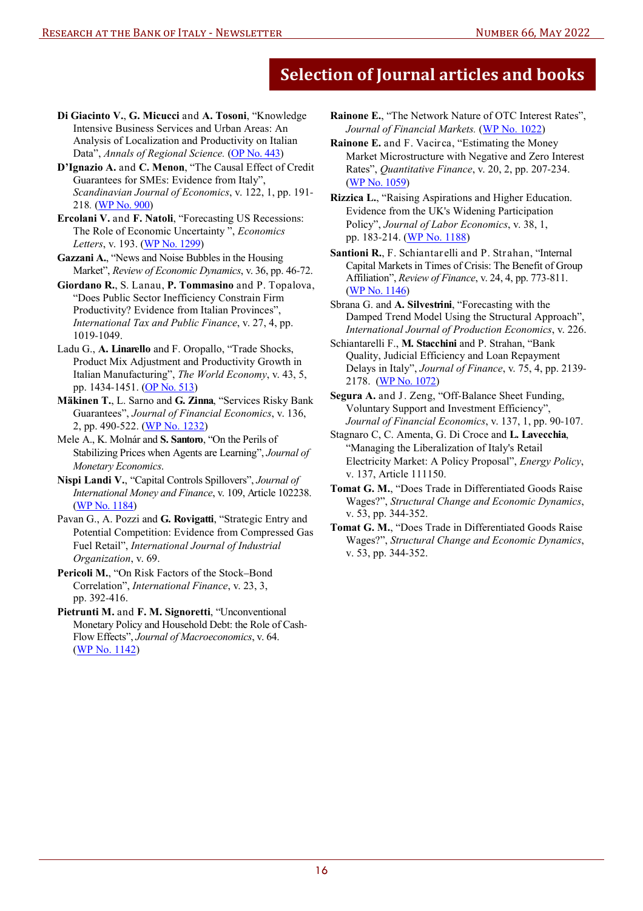# Selection of Journal articles and books

**Di Giacinto V.**, **G. Micucci** and **A. Tosoni**, "Knowledge Intensive Business Services and Urban Areas: An Analysis of Localization and Productivity on Italian Data", *Annals of Regional Science.* (OP No. 443)

**D'Ignazio A.** and **C. Menon**, "The Causal Effect of Credit Guarantees for SMEs: Evidence from Italy", *Scandinavian Journal of Economics*, v. 122, 1, pp. 191-218. (WP No. 900)

**Ercolani V.** and **F. Natoli**, "Forecasting US Recessions: The Role of Economic Uncertainty ", *Economics Letters*, v. 193. (WP No. 1299)

**Gazzani A.**, "News and Noise Bubbles in the Housing Market", *Review of Economic Dynamics*, v. 36, pp. 46-72.

**Giordano R.**, S. Lanau, **P. Tommasino** and P. Topalova, "Does Public Sector Inefficiency Constrain Firm Productivity? Evidence from Italian Provinces", *International Tax and Public Finance*, v. 27, 4, pp. 1019-1049.

Ladu G., **A. Linarello** and F. Oropallo, "Trade Shocks, Product Mix Adjustment and Productivity Growth in Italian Manufacturing", *The World Economy*, v. 43, 5, pp. 1434-1451. (OP No. 513)

**Mäkinen T.**, L. Sarno and **G. Zinna**, "Services Risky Bank Guarantees", *Journal of Financial Economics*, v. 136, 2, pp. 490-522. (WP No. 1232)

Mele A., K. Molnár and **S. Santoro**, "On the Perils of Stabilizing Prices when Agents are Learning", *Journal of Monetary Economics.*

**Nispi Landi V.**, "Capital Controls Spillovers", *Journal of International Money and Finance*, v. 109, Article 102238. (WP No. 1184)

Pavan G., A. Pozzi and **G. Rovigatti**, "Strategic Entry and Potential Competition: Evidence from Compressed Gas Fuel Retail", *International Journal of Industrial Organization*, v. 69.

**Pericoli M.**, "On Risk Factors of the Stock–Bond Correlation", *International Finance*, v. 23, 3, pp. 392-416.

**Pietrunti M.** and **F. M. Signoretti**, "Unconventional Monetary Policy and Household Debt: the Role of Cash-Flow Effects", *Journal of Macroeconomics*, v. 64. (WP No. 1142)

**Rainone E.**, "The Network Nature of OTC Interest Rates", *Journal of Financial Markets.* (WP No. 1022)

**Rainone E.** and F. Vacirca, "Estimating the Money Market Microstructure with Negative and Zero Interest Rates", *Quantitative Finance*, v. 20, 2, pp. 207-234. (WP No. 1059)

**Rizzica L.**, "Raising Aspirations and Higher Education. Evidence from the UK's Widening Participation Policy", *Journal of Labor Economics*, v. 38, 1, pp. 183-214. (WP No. 1188)

**Santioni R.**, F. Schiantarelli and P. Strahan, "Internal Capital Markets in Times of Crisis: The Benefit of Group Affiliation", *Review of Finance*, v. 24, 4, pp. 773-811. (WP No. 1146)

Sbrana G. and **A. Silvestrini**, "Forecasting with the Damped Trend Model Using the Structural Approach", *International Journal of Production Economics*, v. 226.

Schiantarelli F., **M. Stacchini** and P. Strahan, "Bank Quality, Judicial Efficiency and Loan Repayment Delays in Italy", *Journal of Finance*, v. 75, 4, pp. 2139-2178. (WP No. 1072)

**Segura A.** and J. Zeng, "Off-Balance Sheet Funding, Voluntary Support and Investment Efficiency", *Journal of Financial Economics*, v. 137, 1, pp. 90-107.

Stagnaro C, C. Amenta, G. Di Croce and **L. Lavecchia**, "Managing the Liberalization of Italy's Retail Electricity Market: A Policy Proposal", *Energy Policy*, v. 137, Article 111150.

**Tomat G. M.**, "Does Trade in Differentiated Goods Raise Wages?", *Structural Change and Economic Dynamics*, v. 53, pp. 344-352.

**Tomat G. M.**, "Does Trade in Differentiated Goods Raise Wages?", *Structural Change and Economic Dynamics*, v. 53, pp. 344-352.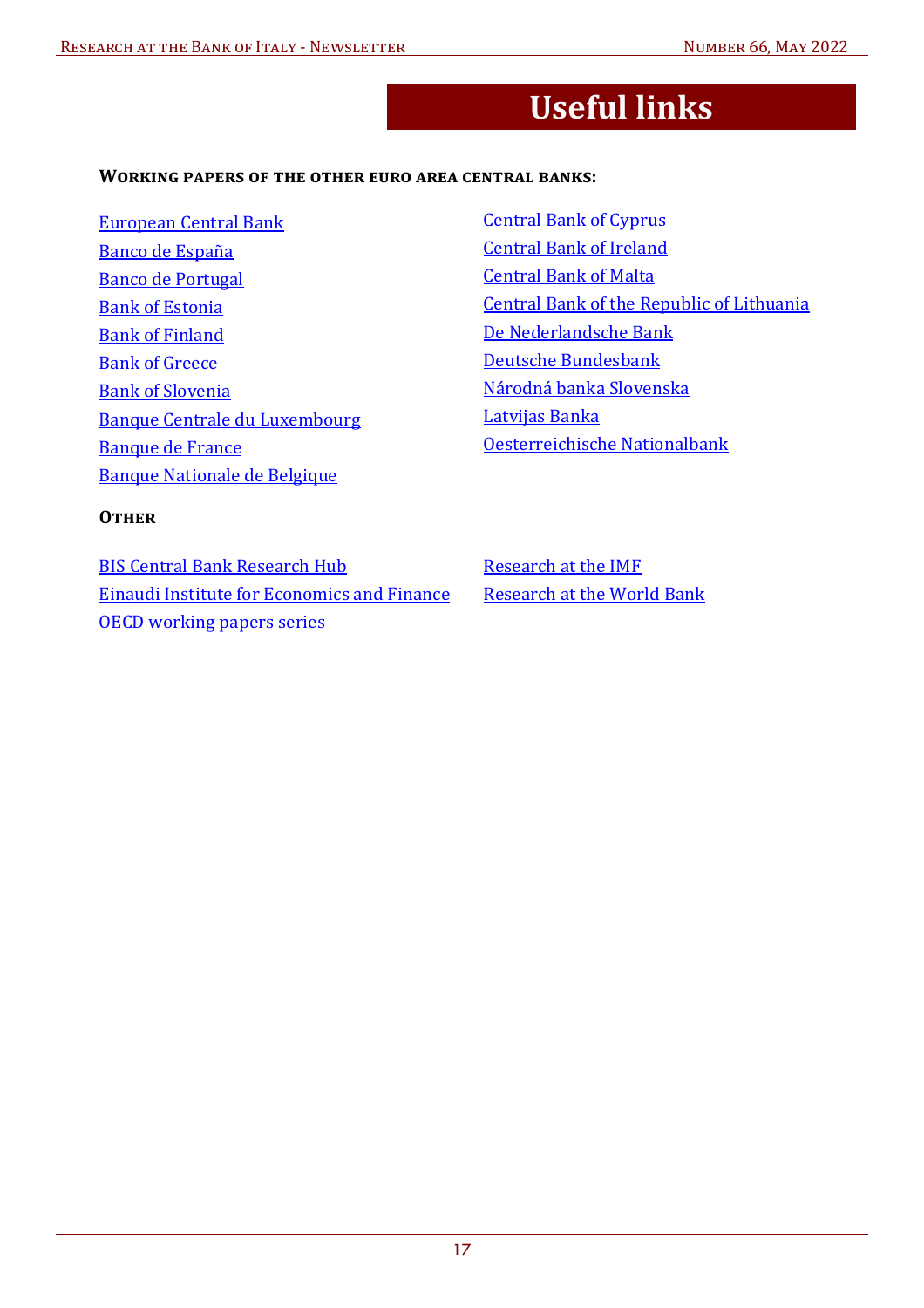# Useful links

**Working papers of the other euro area central banks:**

European Central Bank
Banco de España
Banco de Portugal
Bank of Estonia
Bank of Finland
Bank of Greece
Bank of Slovenia
Banque Centrale du Luxembourg
Banque de France
Banque Nationale de Belgique
Central Bank of Cyprus
Central Bank of Ireland
Central Bank of Malta
Central Bank of the Republic of Lithuania
De Nederlandsche Bank
Deutsche Bundesbank
Národná banka Slovenska
Latvijas Banka
Oesterreichische Nationalbank

**Other**

BIS Central Bank Research Hub
Einaudi Institute for Economics and Finance
OECD working papers series
Research at the IMF
Research at the World Bank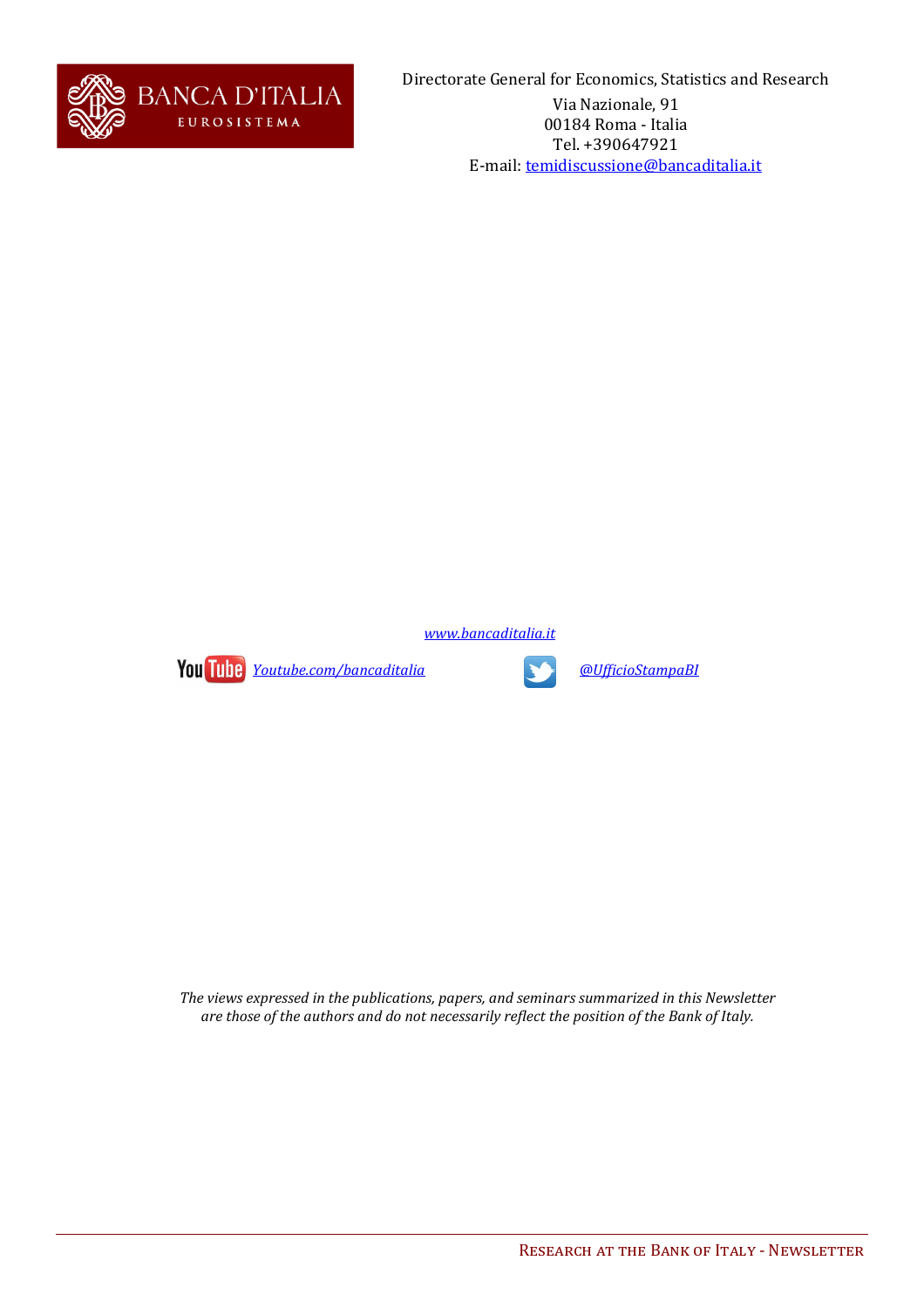BANCA D'ITALIA
EUROSISTEMA

Directorate General for Economics, Statistics and Research

Via Nazionale, 91
00184 Roma - Italia
Tel. +390647921
E-mail: temidiscussione@bancaditalia.it

*www.bancaditalia.it*

*Youtube.com/bancaditalia*

*@UfficioStampaBI*

*The views expressed in the publications, papers, and seminars summarized in this Newsletter are those of the authors and do not necessarily reflect the position of the Bank of Italy.*